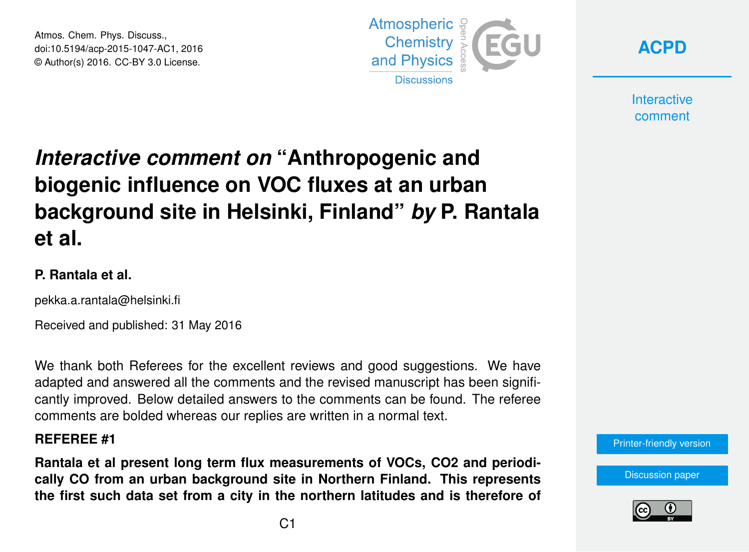# *Interactive comment on* "Anthropogenic and biogenic influence on VOC fluxes at an urban background site in Helsinki, Finland" *by* P. Rantala et al.

**P. Rantala et al.**

pekka.a.rantala@helsinki.fi

Received and published: 31 May 2016

We thank both Referees for the excellent reviews and good suggestions. We have adapted and answered all the comments and the revised manuscript has been significantly improved. Below detailed answers to the comments can be found. The referee comments are bolded whereas our replies are written in a normal text.

**REFEREE #1**

**Rantala et al present long term flux measurements of VOCs, CO2 and periodically CO from an urban background site in Northern Finland. This represents the first such data set from a city in the northern latitudes and is therefore of**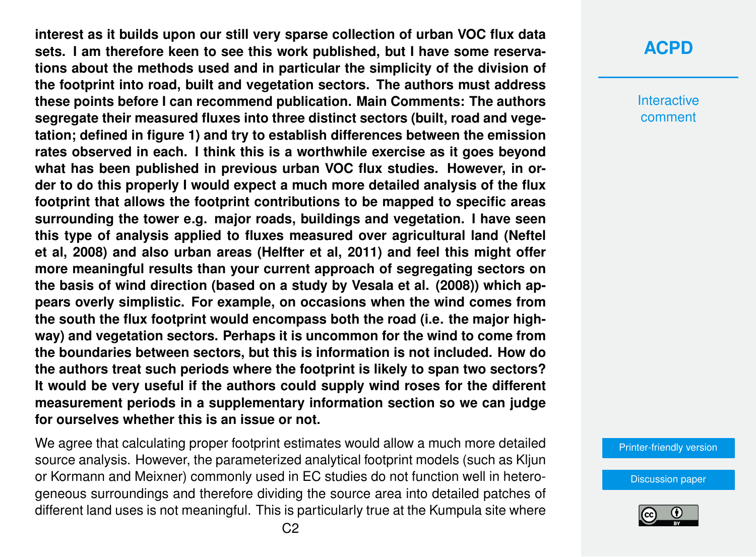**interest as it builds upon our still very sparse collection of urban VOC flux data sets. I am therefore keen to see this work published, but I have some reservations about the methods used and in particular the simplicity of the division of the footprint into road, built and vegetation sectors. The authors must address these points before I can recommend publication. Main Comments: The authors segregate their measured fluxes into three distinct sectors (built, road and vegetation; defined in figure 1) and try to establish differences between the emission rates observed in each. I think this is a worthwhile exercise as it goes beyond what has been published in previous urban VOC flux studies. However, in order to do this properly I would expect a much more detailed analysis of the flux footprint that allows the footprint contributions to be mapped to specific areas surrounding the tower e.g. major roads, buildings and vegetation. I have seen this type of analysis applied to fluxes measured over agricultural land (Neftel et al, 2008) and also urban areas (Helfter et al, 2011) and feel this might offer more meaningful results than your current approach of segregating sectors on the basis of wind direction (based on a study by Vesala et al. (2008)) which appears overly simplistic. For example, on occasions when the wind comes from the south the flux footprint would encompass both the road (i.e. the major highway) and vegetation sectors. Perhaps it is uncommon for the wind to come from the boundaries between sectors, but this is information is not included. How do the authors treat such periods where the footprint is likely to span two sectors? It would be very useful if the authors could supply wind roses for the different measurement periods in a supplementary information section so we can judge for ourselves whether this is an issue or not.**

We agree that calculating proper footprint estimates would allow a much more detailed source analysis. However, the parameterized analytical footprint models (such as Kljun or Kormann and Meixner) commonly used in EC studies do not function well in heterogeneous surroundings and therefore dividing the source area into detailed patches of different land uses is not meaningful. This is particularly true at the Kumpula site where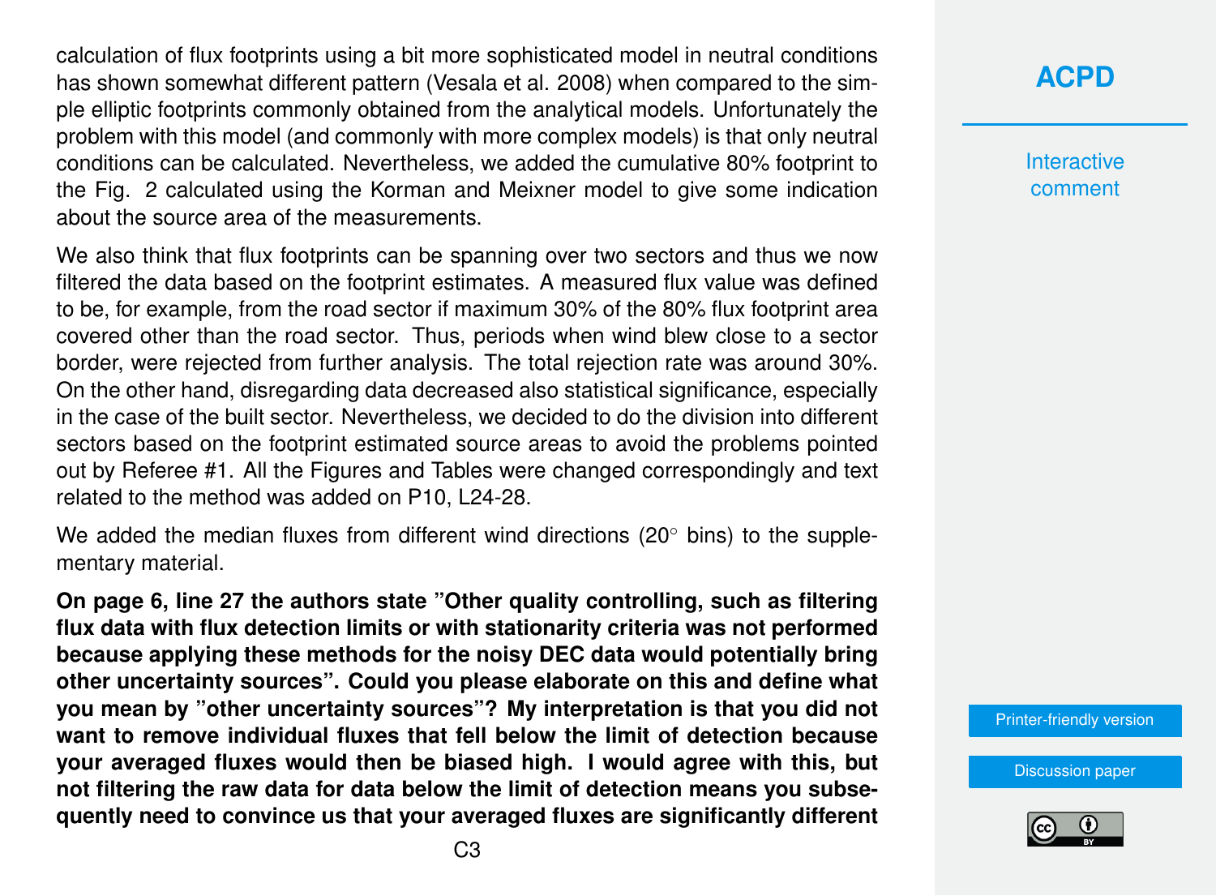calculation of flux footprints using a bit more sophisticated model in neutral conditions has shown somewhat different pattern (Vesala et al. 2008) when compared to the simple elliptic footprints commonly obtained from the analytical models. Unfortunately the problem with this model (and commonly with more complex models) is that only neutral conditions can be calculated. Nevertheless, we added the cumulative 80% footprint to the Fig. 2 calculated using the Korman and Meixner model to give some indication about the source area of the measurements.

We also think that flux footprints can be spanning over two sectors and thus we now filtered the data based on the footprint estimates. A measured flux value was defined to be, for example, from the road sector if maximum 30% of the 80% flux footprint area covered other than the road sector. Thus, periods when wind blew close to a sector border, were rejected from further analysis. The total rejection rate was around 30%. On the other hand, disregarding data decreased also statistical significance, especially in the case of the built sector. Nevertheless, we decided to do the division into different sectors based on the footprint estimated source areas to avoid the problems pointed out by Referee #1. All the Figures and Tables were changed correspondingly and text related to the method was added on P10, L24-28.

We added the median fluxes from different wind directions (20° bins) to the supplementary material.

**On page 6, line 27 the authors state "Other quality controlling, such as filtering flux data with flux detection limits or with stationarity criteria was not performed because applying these methods for the noisy DEC data would potentially bring other uncertainty sources". Could you please elaborate on this and define what you mean by "other uncertainty sources"? My interpretation is that you did not want to remove individual fluxes that fell below the limit of detection because your averaged fluxes would then be biased high. I would agree with this, but not filtering the raw data for data below the limit of detection means you subsequently need to convince us that your averaged fluxes are significantly different**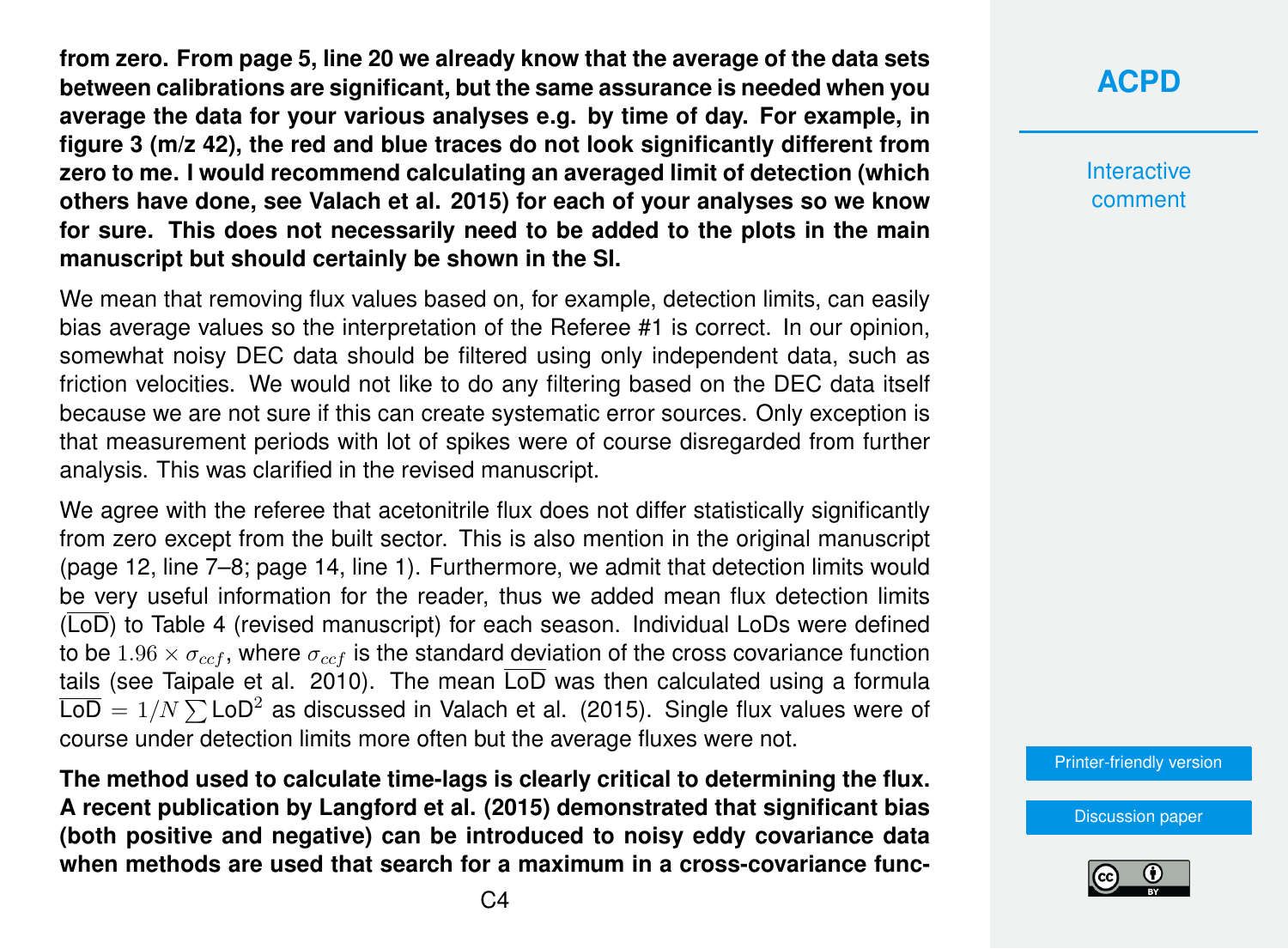**from zero. From page 5, line 20 we already know that the average of the data sets between calibrations are significant, but the same assurance is needed when you average the data for your various analyses e.g. by time of day. For example, in figure 3 (m/z 42), the red and blue traces do not look significantly different from zero to me. I would recommend calculating an averaged limit of detection (which others have done, see Valach et al. 2015) for each of your analyses so we know for sure. This does not necessarily need to be added to the plots in the main manuscript but should certainly be shown in the SI.**

We mean that removing flux values based on, for example, detection limits, can easily bias average values so the interpretation of the Referee #1 is correct. In our opinion, somewhat noisy DEC data should be filtered using only independent data, such as friction velocities. We would not like to do any filtering based on the DEC data itself because we are not sure if this can create systematic error sources. Only exception is that measurement periods with lot of spikes were of course disregarded from further analysis. This was clarified in the revised manuscript.

We agree with the referee that acetonitrile flux does not differ statistically significantly from zero except from the built sector. This is also mention in the original manuscript (page 12, line 7–8; page 14, line 1). Furthermore, we admit that detection limits would be very useful information for the reader, thus we added mean flux detection limits ($\overline{\text{LoD}}$) to Table 4 (revised manuscript) for each season. Individual LoDs were defined to be $1.96 \times \sigma_{ccf}$, where $\sigma_{ccf}$ is the standard deviation of the cross covariance function tails (see Taipale et al. 2010). The mean $\overline{\text{LoD}}$ was then calculated using a formula $\overline{\text{LoD}} = 1/N \sum \text{LoD}^2$ as discussed in Valach et al. (2015). Single flux values were of course under detection limits more often but the average fluxes were not.

**The method used to calculate time-lags is clearly critical to determining the flux. A recent publication by Langford et al. (2015) demonstrated that significant bias (both positive and negative) can be introduced to noisy eddy covariance data when methods are used that search for a maximum in a cross-covariance func-**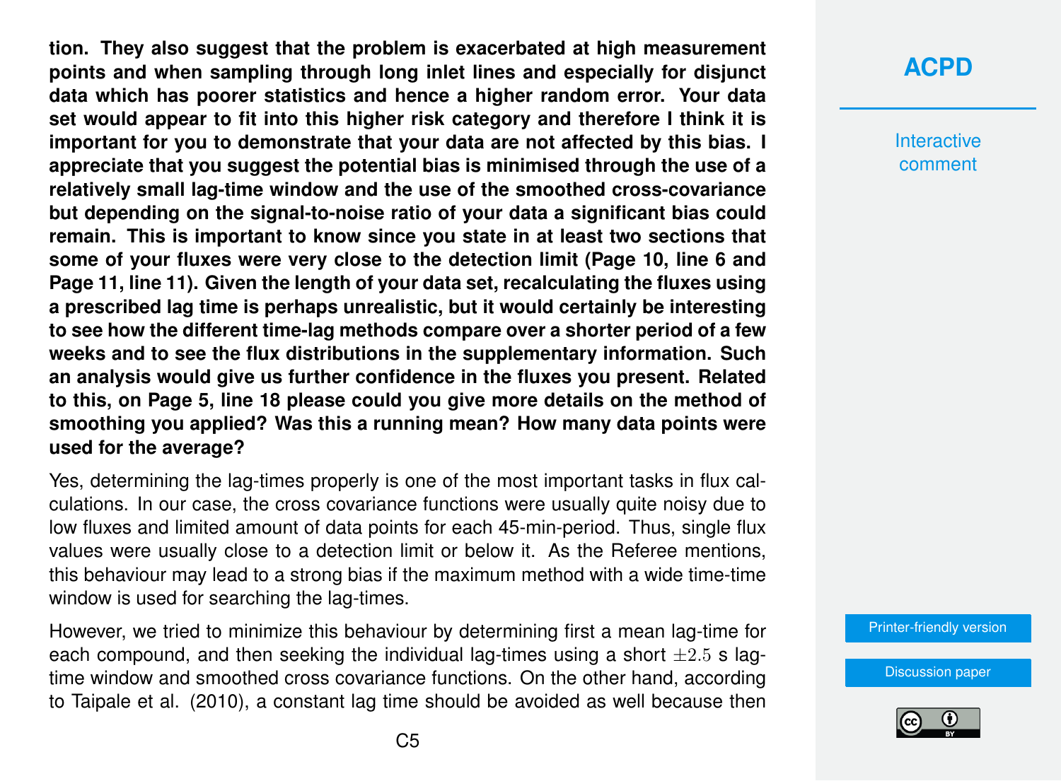**tion. They also suggest that the problem is exacerbated at high measurement points and when sampling through long inlet lines and especially for disjunct data which has poorer statistics and hence a higher random error. Your data set would appear to fit into this higher risk category and therefore I think it is important for you to demonstrate that your data are not affected by this bias. I appreciate that you suggest the potential bias is minimised through the use of a relatively small lag-time window and the use of the smoothed cross-covariance but depending on the signal-to-noise ratio of your data a significant bias could remain. This is important to know since you state in at least two sections that some of your fluxes were very close to the detection limit (Page 10, line 6 and Page 11, line 11). Given the length of your data set, recalculating the fluxes using a prescribed lag time is perhaps unrealistic, but it would certainly be interesting to see how the different time-lag methods compare over a shorter period of a few weeks and to see the flux distributions in the supplementary information. Such an analysis would give us further confidence in the fluxes you present. Related to this, on Page 5, line 18 please could you give more details on the method of smoothing you applied? Was this a running mean? How many data points were used for the average?**

Yes, determining the lag-times properly is one of the most important tasks in flux calculations. In our case, the cross covariance functions were usually quite noisy due to low fluxes and limited amount of data points for each 45-min-period. Thus, single flux values were usually close to a detection limit or below it. As the Referee mentions, this behaviour may lead to a strong bias if the maximum method with a wide time-time window is used for searching the lag-times.

However, we tried to minimize this behaviour by determining first a mean lag-time for each compound, and then seeking the individual lag-times using a short $\pm 2.5$ s lag-time window and smoothed cross covariance functions. On the other hand, according to Taipale et al. (2010), a constant lag time should be avoided as well because then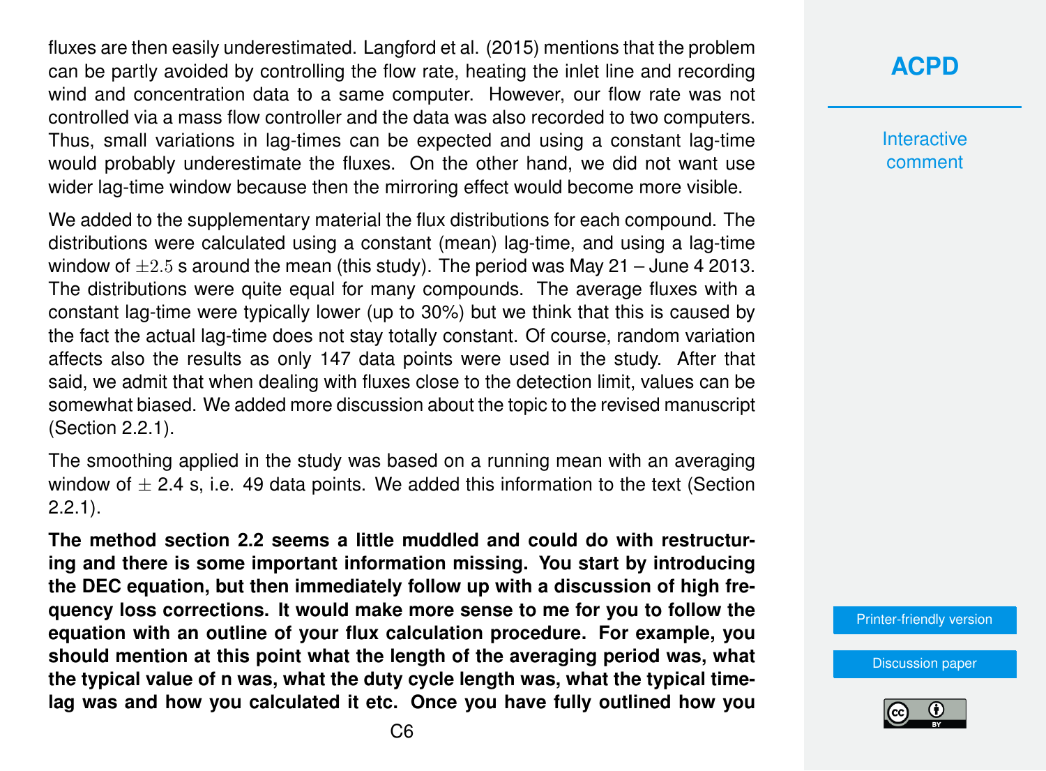fluxes are then easily underestimated. Langford et al. (2015) mentions that the problem can be partly avoided by controlling the flow rate, heating the inlet line and recording wind and concentration data to a same computer. However, our flow rate was not controlled via a mass flow controller and the data was also recorded to two computers. Thus, small variations in lag-times can be expected and using a constant lag-time would probably underestimate the fluxes. On the other hand, we did not want use wider lag-time window because then the mirroring effect would become more visible.

We added to the supplementary material the flux distributions for each compound. The distributions were calculated using a constant (mean) lag-time, and using a lag-time window of $\pm 2.5$ s around the mean (this study). The period was May 21 – June 4 2013. The distributions were quite equal for many compounds. The average fluxes with a constant lag-time were typically lower (up to 30%) but we think that this is caused by the fact the actual lag-time does not stay totally constant. Of course, random variation affects also the results as only 147 data points were used in the study. After that said, we admit that when dealing with fluxes close to the detection limit, values can be somewhat biased. We added more discussion about the topic to the revised manuscript (Section 2.2.1).

The smoothing applied in the study was based on a running mean with an averaging window of $\pm$ 2.4 s, i.e. 49 data points. We added this information to the text (Section 2.2.1).

**The method section 2.2 seems a little muddled and could do with restructuring and there is some important information missing. You start by introducing the DEC equation, but then immediately follow up with a discussion of high frequency loss corrections. It would make more sense to me for you to follow the equation with an outline of your flux calculation procedure. For example, you should mention at this point what the length of the averaging period was, what the typical value of n was, what the duty cycle length was, what the typical time-lag was and how you calculated it etc. Once you have fully outlined how you**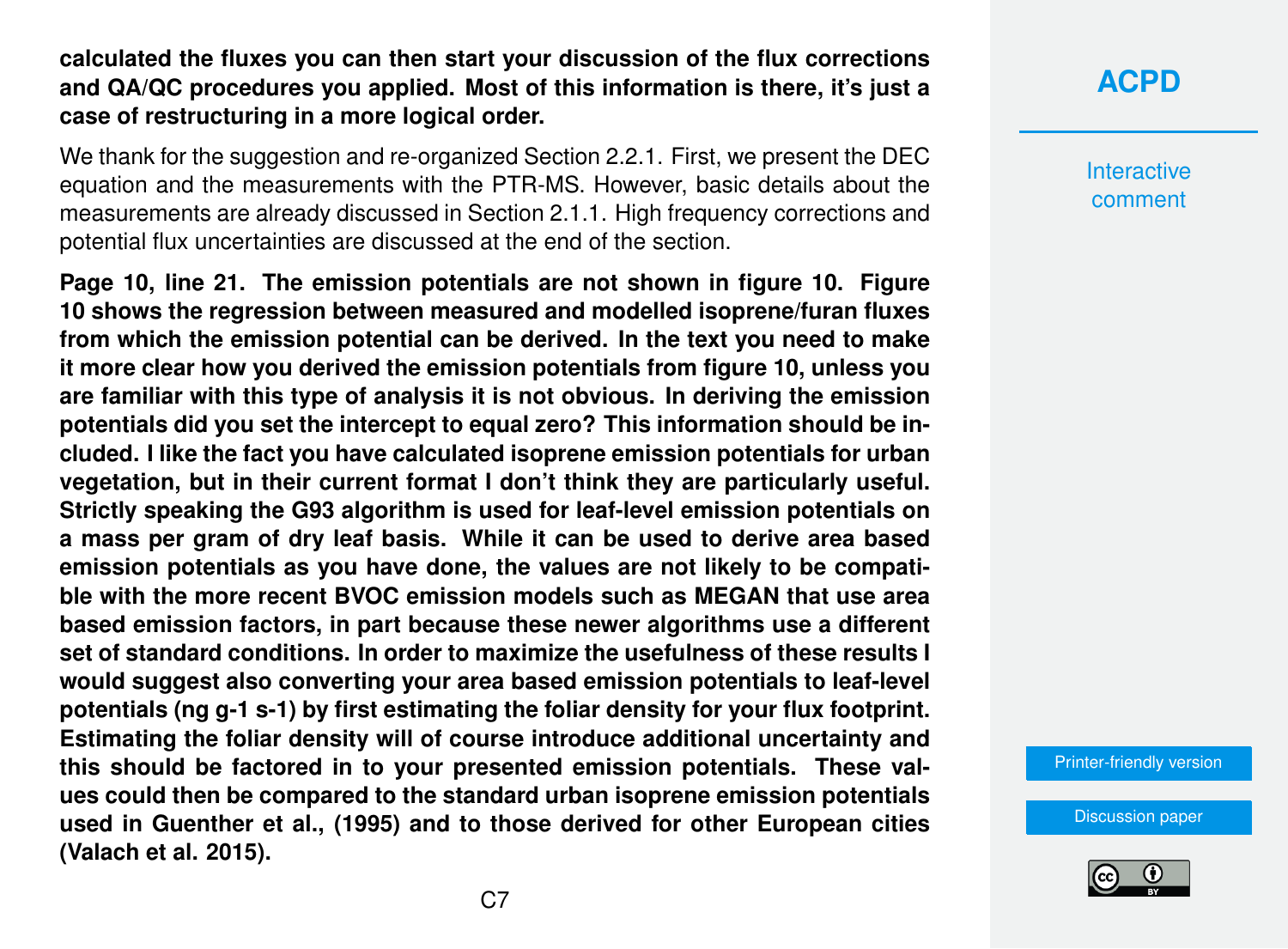**calculated the fluxes you can then start your discussion of the flux corrections and QA/QC procedures you applied. Most of this information is there, it's just a case of restructuring in a more logical order.**

We thank for the suggestion and re-organized Section 2.2.1. First, we present the DEC equation and the measurements with the PTR-MS. However, basic details about the measurements are already discussed in Section 2.1.1. High frequency corrections and potential flux uncertainties are discussed at the end of the section.

**Page 10, line 21. The emission potentials are not shown in figure 10. Figure 10 shows the regression between measured and modelled isoprene/furan fluxes from which the emission potential can be derived. In the text you need to make it more clear how you derived the emission potentials from figure 10, unless you are familiar with this type of analysis it is not obvious. In deriving the emission potentials did you set the intercept to equal zero? This information should be included. I like the fact you have calculated isoprene emission potentials for urban vegetation, but in their current format I don't think they are particularly useful. Strictly speaking the G93 algorithm is used for leaf-level emission potentials on a mass per gram of dry leaf basis. While it can be used to derive area based emission potentials as you have done, the values are not likely to be compatible with the more recent BVOC emission models such as MEGAN that use area based emission factors, in part because these newer algorithms use a different set of standard conditions. In order to maximize the usefulness of these results I would suggest also converting your area based emission potentials to leaf-level potentials (ng g-1 s-1) by first estimating the foliar density for your flux footprint. Estimating the foliar density will of course introduce additional uncertainty and this should be factored in to your presented emission potentials. These values could then be compared to the standard urban isoprene emission potentials used in Guenther et al., (1995) and to those derived for other European cities (Valach et al. 2015).**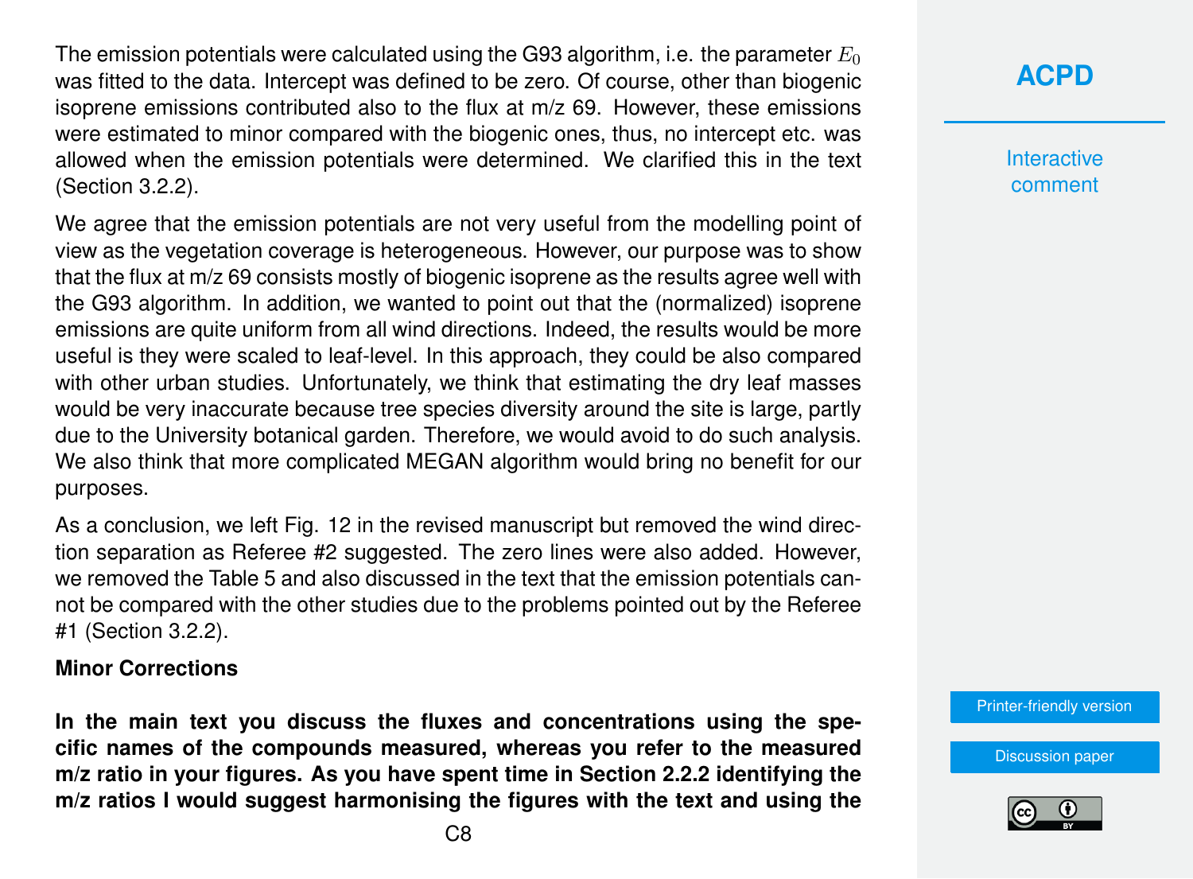The emission potentials were calculated using the G93 algorithm, i.e. the parameter $E_0$ was fitted to the data. Intercept was defined to be zero. Of course, other than biogenic isoprene emissions contributed also to the flux at m/z 69. However, these emissions were estimated to minor compared with the biogenic ones, thus, no intercept etc. was allowed when the emission potentials were determined. We clarified this in the text (Section 3.2.2).

We agree that the emission potentials are not very useful from the modelling point of view as the vegetation coverage is heterogeneous. However, our purpose was to show that the flux at m/z 69 consists mostly of biogenic isoprene as the results agree well with the G93 algorithm. In addition, we wanted to point out that the (normalized) isoprene emissions are quite uniform from all wind directions. Indeed, the results would be more useful is they were scaled to leaf-level. In this approach, they could be also compared with other urban studies. Unfortunately, we think that estimating the dry leaf masses would be very inaccurate because tree species diversity around the site is large, partly due to the University botanical garden. Therefore, we would avoid to do such analysis. We also think that more complicated MEGAN algorithm would bring no benefit for our purposes.

As a conclusion, we left Fig. 12 in the revised manuscript but removed the wind direction separation as Referee #2 suggested. The zero lines were also added. However, we removed the Table 5 and also discussed in the text that the emission potentials cannot be compared with the other studies due to the problems pointed out by the Referee #1 (Section 3.2.2).

**Minor Corrections**

**In the main text you discuss the fluxes and concentrations using the specific names of the compounds measured, whereas you refer to the measured m/z ratio in your figures. As you have spent time in Section 2.2.2 identifying the m/z ratios I would suggest harmonising the figures with the text and using the**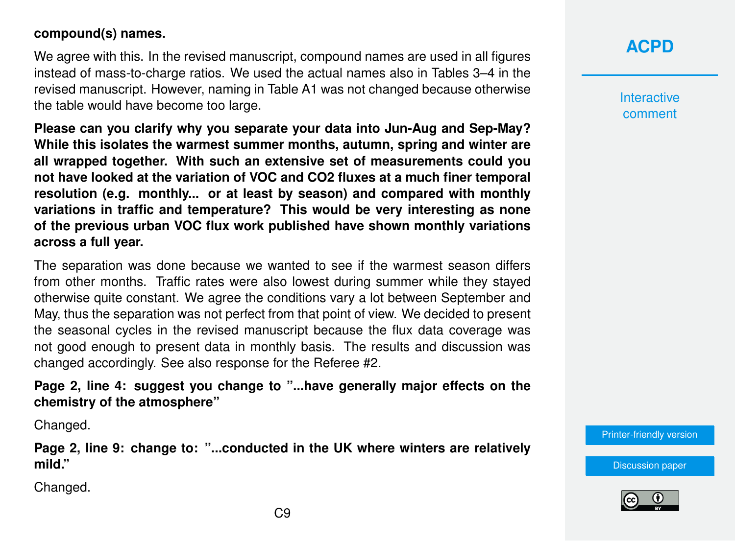**compound(s) names.**

We agree with this. In the revised manuscript, compound names are used in all figures instead of mass-to-charge ratios. We used the actual names also in Tables 3–4 in the revised manuscript. However, naming in Table A1 was not changed because otherwise the table would have become too large.

**Please can you clarify why you separate your data into Jun-Aug and Sep-May? While this isolates the warmest summer months, autumn, spring and winter are all wrapped together. With such an extensive set of measurements could you not have looked at the variation of VOC and CO2 fluxes at a much finer temporal resolution (e.g. monthly... or at least by season) and compared with monthly variations in traffic and temperature? This would be very interesting as none of the previous urban VOC flux work published have shown monthly variations across a full year.**

The separation was done because we wanted to see if the warmest season differs from other months. Traffic rates were also lowest during summer while they stayed otherwise quite constant. We agree the conditions vary a lot between September and May, thus the separation was not perfect from that point of view. We decided to present the seasonal cycles in the revised manuscript because the flux data coverage was not good enough to present data in monthly basis. The results and discussion was changed accordingly. See also response for the Referee #2.

**Page 2, line 4: suggest you change to "...have generally major effects on the chemistry of the atmosphere"**

Changed.

**Page 2, line 9: change to: "...conducted in the UK where winters are relatively mild."**

Changed.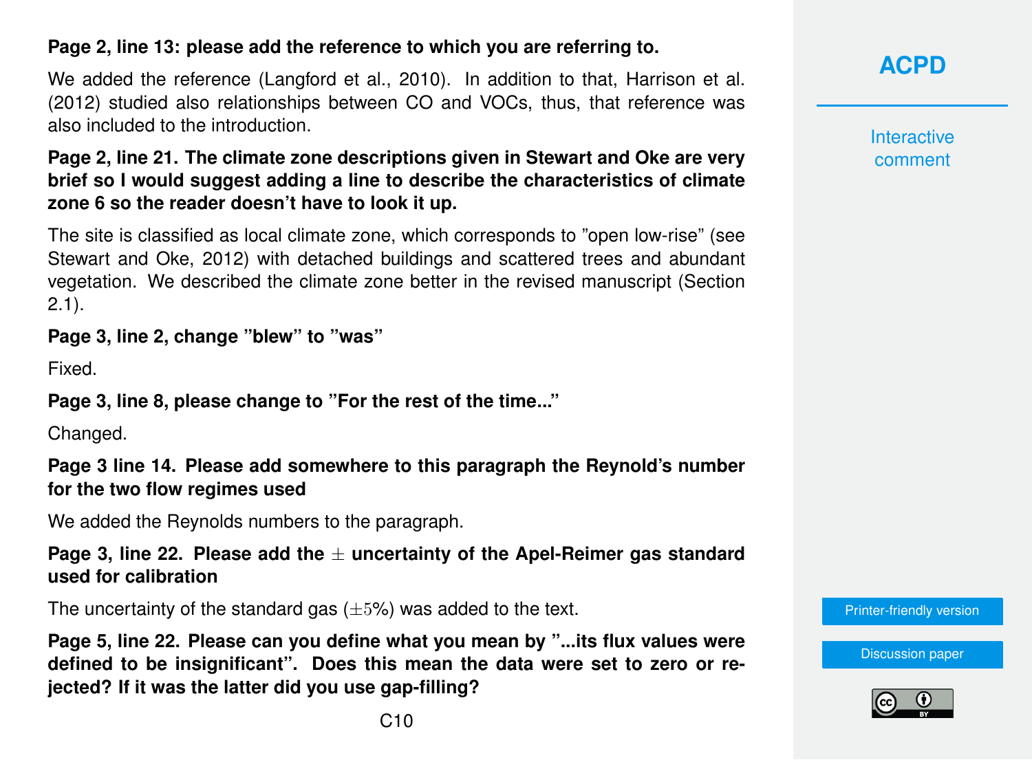**Page 2, line 13: please add the reference to which you are referring to.**

We added the reference (Langford et al., 2010). In addition to that, Harrison et al. (2012) studied also relationships between CO and VOCs, thus, that reference was also included to the introduction.

**Page 2, line 21. The climate zone descriptions given in Stewart and Oke are very brief so I would suggest adding a line to describe the characteristics of climate zone 6 so the reader doesn't have to look it up.**

The site is classified as local climate zone, which corresponds to "open low-rise" (see Stewart and Oke, 2012) with detached buildings and scattered trees and abundant vegetation. We described the climate zone better in the revised manuscript (Section 2.1).

**Page 3, line 2, change "blew" to "was"**

Fixed.

**Page 3, line 8, please change to "For the rest of the time..."**

Changed.

**Page 3 line 14. Please add somewhere to this paragraph the Reynold's number for the two flow regimes used**

We added the Reynolds numbers to the paragraph.

**Page 3, line 22. Please add the $\pm$ uncertainty of the Apel-Reimer gas standard used for calibration**

The uncertainty of the standard gas ($\pm 5\%$) was added to the text.

**Page 5, line 22. Please can you define what you mean by "...its flux values were defined to be insignificant". Does this mean the data were set to zero or rejected? If it was the latter did you use gap-filling?**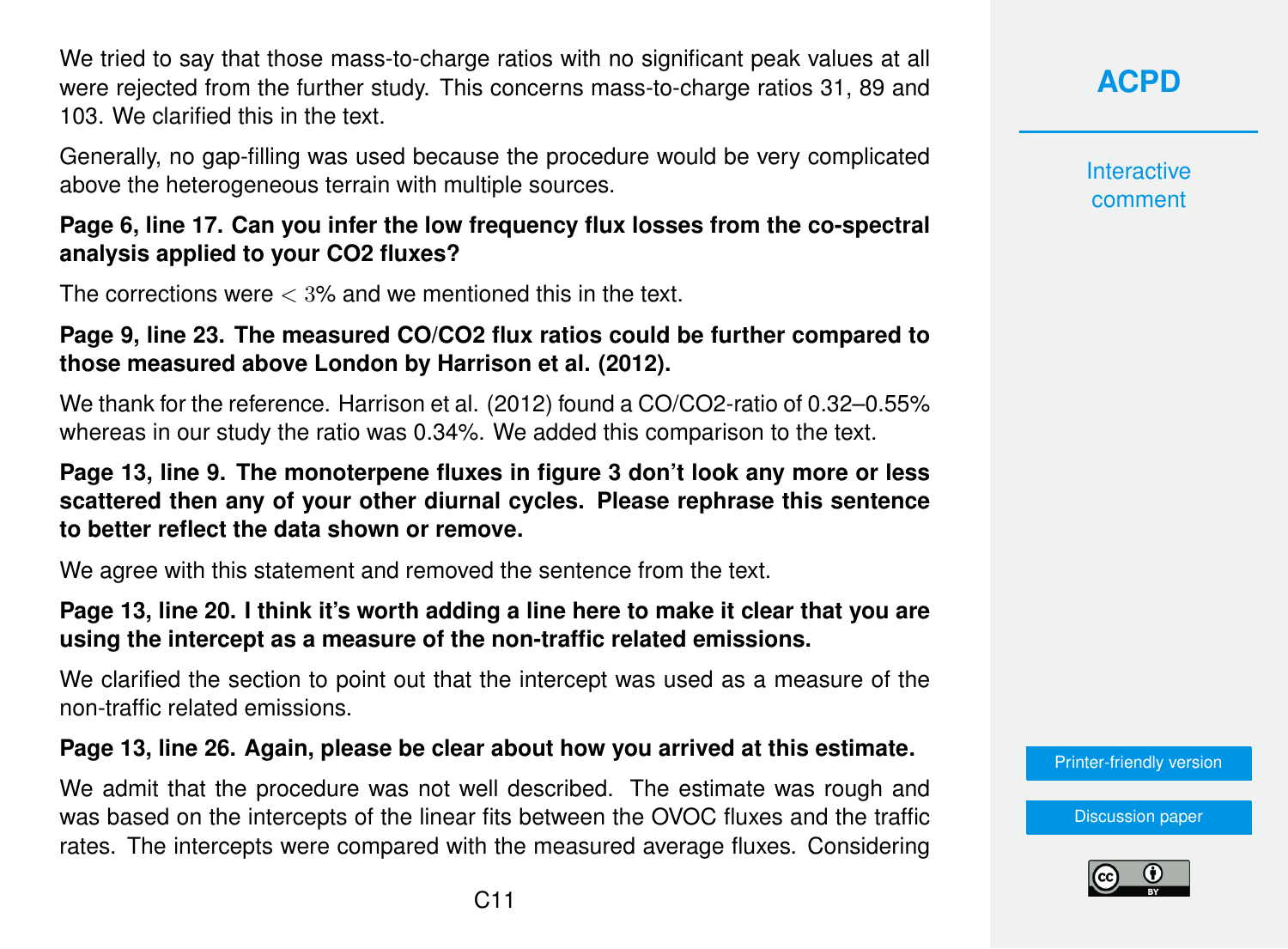We tried to say that those mass-to-charge ratios with no significant peak values at all were rejected from the further study. This concerns mass-to-charge ratios 31, 89 and 103. We clarified this in the text.

Generally, no gap-filling was used because the procedure would be very complicated above the heterogeneous terrain with multiple sources.

**Page 6, line 17. Can you infer the low frequency flux losses from the co-spectral analysis applied to your $CO_2$ fluxes?**

The corrections were $< 3$% and we mentioned this in the text.

**Page 9, line 23. The measured $CO/CO_2$ flux ratios could be further compared to those measured above London by Harrison et al. (2012).**

We thank for the reference. Harrison et al. (2012) found a $CO/CO_2$-ratio of 0.32–0.55% whereas in our study the ratio was 0.34%. We added this comparison to the text.

**Page 13, line 9. The monoterpene fluxes in figure 3 don't look any more or less scattered then any of your other diurnal cycles. Please rephrase this sentence to better reflect the data shown or remove.**

We agree with this statement and removed the sentence from the text.

**Page 13, line 20. I think it's worth adding a line here to make it clear that you are using the intercept as a measure of the non-traffic related emissions.**

We clarified the section to point out that the intercept was used as a measure of the non-traffic related emissions.

**Page 13, line 26. Again, please be clear about how you arrived at this estimate.**

We admit that the procedure was not well described. The estimate was rough and was based on the intercepts of the linear fits between the OVOC fluxes and the traffic rates. The intercepts were compared with the measured average fluxes. Considering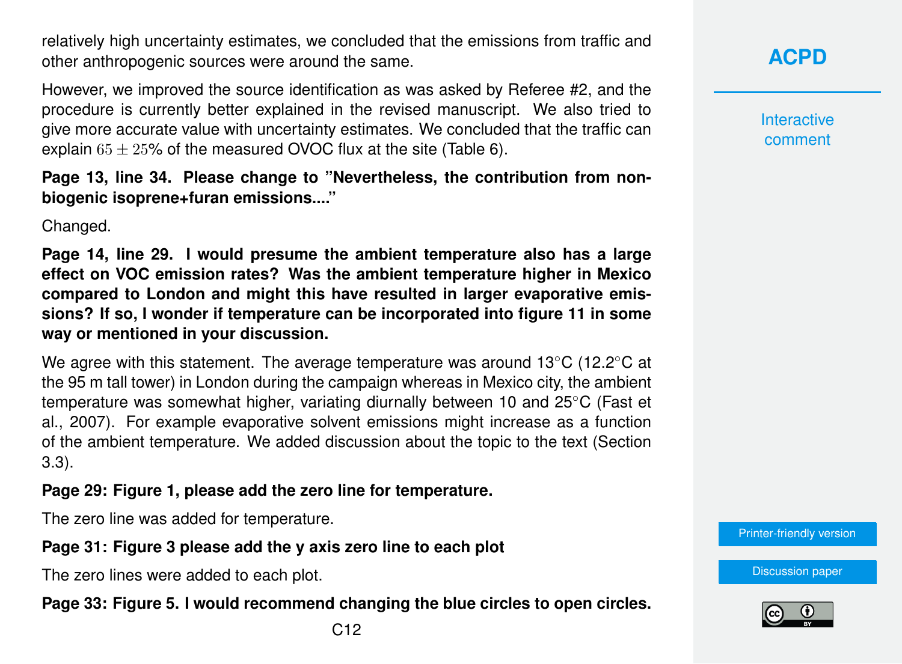relatively high uncertainty estimates, we concluded that the emissions from traffic and other anthropogenic sources were around the same.

However, we improved the source identification as was asked by Referee #2, and the procedure is currently better explained in the revised manuscript. We also tried to give more accurate value with uncertainty estimates. We concluded that the traffic can explain $65 \pm 25$% of the measured OVOC flux at the site (Table 6).

**Page 13, line 34. Please change to "Nevertheless, the contribution from non-biogenic isoprene+furan emissions...."**

Changed.

**Page 14, line 29. I would presume the ambient temperature also has a large effect on VOC emission rates? Was the ambient temperature higher in Mexico compared to London and might this have resulted in larger evaporative emissions? If so, I wonder if temperature can be incorporated into figure 11 in some way or mentioned in your discussion.**

We agree with this statement. The average temperature was around 13°C (12.2°C at the 95 m tall tower) in London during the campaign whereas in Mexico city, the ambient temperature was somewhat higher, variating diurnally between 10 and 25°C (Fast et al., 2007). For example evaporative solvent emissions might increase as a function of the ambient temperature. We added discussion about the topic to the text (Section 3.3).

**Page 29: Figure 1, please add the zero line for temperature.**

The zero line was added for temperature.

**Page 31: Figure 3 please add the y axis zero line to each plot**

The zero lines were added to each plot.

**Page 33: Figure 5. I would recommend changing the blue circles to open circles.**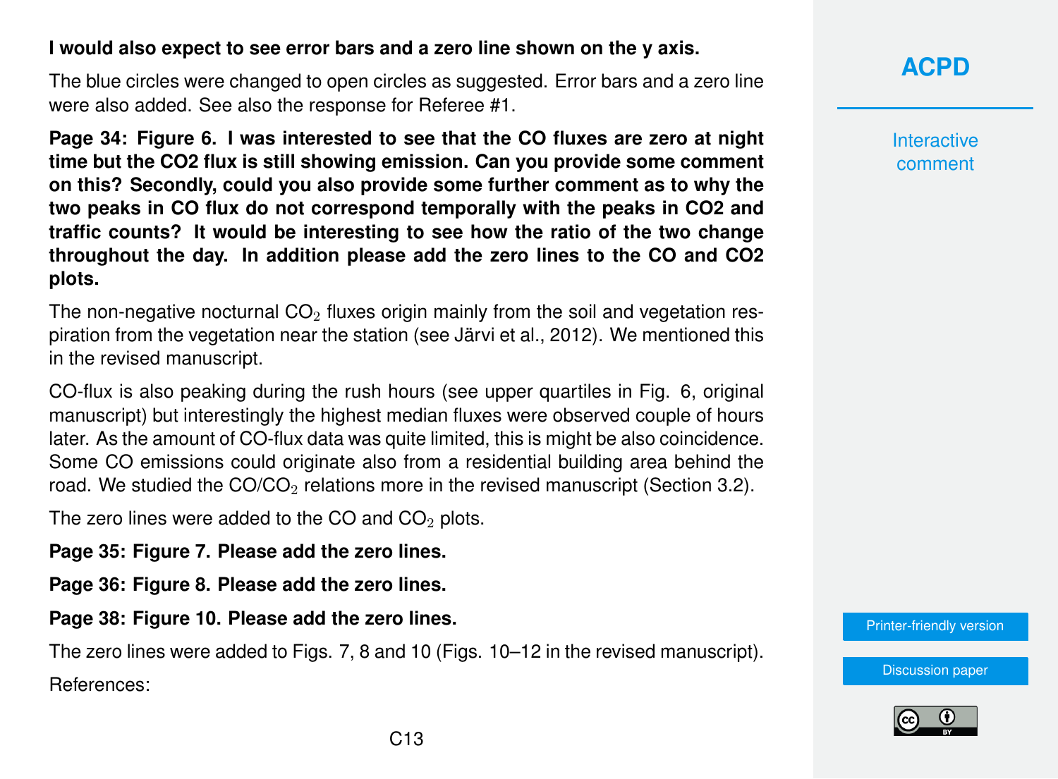**I would also expect to see error bars and a zero line shown on the y axis.**

The blue circles were changed to open circles as suggested. Error bars and a zero line were also added. See also the response for Referee #1.

**Page 34: Figure 6. I was interested to see that the CO fluxes are zero at night time but the CO2 flux is still showing emission. Can you provide some comment on this? Secondly, could you also provide some further comment as to why the two peaks in CO flux do not correspond temporally with the peaks in CO2 and traffic counts? It would be interesting to see how the ratio of the two change throughout the day. In addition please add the zero lines to the CO and CO2 plots.**

The non-negative nocturnal $CO_2$ fluxes origin mainly from the soil and vegetation respiration from the vegetation near the station (see Järvi et al., 2012). We mentioned this in the revised manuscript.

CO-flux is also peaking during the rush hours (see upper quartiles in Fig. 6, original manuscript) but interestingly the highest median fluxes were observed couple of hours later. As the amount of CO-flux data was quite limited, this is might be also coincidence. Some CO emissions could originate also from a residential building area behind the road. We studied the CO/$CO_2$ relations more in the revised manuscript (Section 3.2).

The zero lines were added to the CO and $CO_2$ plots.

**Page 35: Figure 7. Please add the zero lines.**

**Page 36: Figure 8. Please add the zero lines.**

**Page 38: Figure 10. Please add the zero lines.**

The zero lines were added to Figs. 7, 8 and 10 (Figs. 10–12 in the revised manuscript).

References: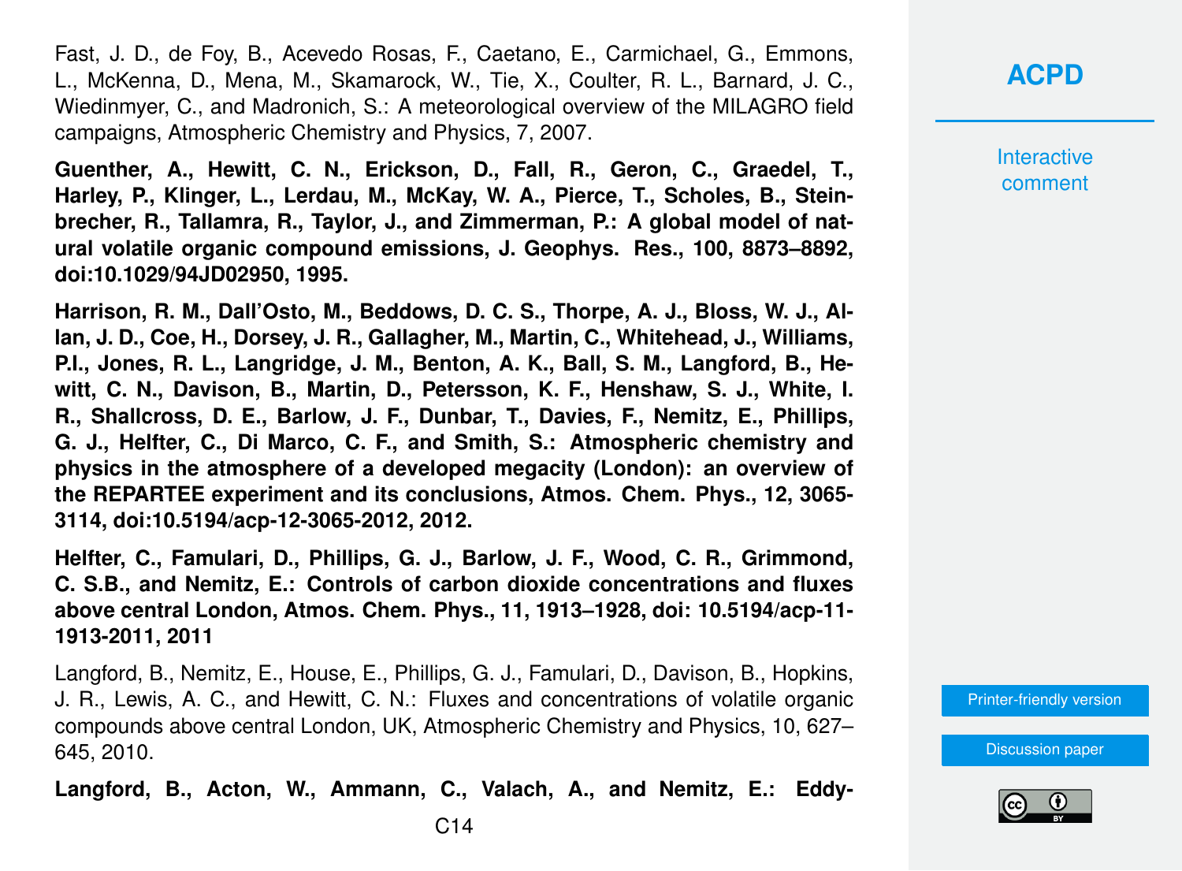Fast, J. D., de Foy, B., Acevedo Rosas, F., Caetano, E., Carmichael, G., Emmons, L., McKenna, D., Mena, M., Skamarock, W., Tie, X., Coulter, R. L., Barnard, J. C., Wiedinmyer, C., and Madronich, S.: A meteorological overview of the MILAGRO field campaigns, Atmospheric Chemistry and Physics, 7, 2007.

**Guenther, A., Hewitt, C. N., Erickson, D., Fall, R., Geron, C., Graedel, T., Harley, P., Klinger, L., Lerdau, M., McKay, W. A., Pierce, T., Scholes, B., Steinbrecher, R., Tallamra, R., Taylor, J., and Zimmerman, P.: A global model of natural volatile organic compound emissions, J. Geophys. Res., 100, 8873–8892, doi:10.1029/94JD02950, 1995.**

**Harrison, R. M., Dall'Osto, M., Beddows, D. C. S., Thorpe, A. J., Bloss, W. J., Allan, J. D., Coe, H., Dorsey, J. R., Gallagher, M., Martin, C., Whitehead, J., Williams, P.I., Jones, R. L., Langridge, J. M., Benton, A. K., Ball, S. M., Langford, B., Hewitt, C. N., Davison, B., Martin, D., Petersson, K. F., Henshaw, S. J., White, I. R., Shallcross, D. E., Barlow, J. F., Dunbar, T., Davies, F., Nemitz, E., Phillips, G. J., Helfter, C., Di Marco, C. F., and Smith, S.: Atmospheric chemistry and physics in the atmosphere of a developed megacity (London): an overview of the REPARTEE experiment and its conclusions, Atmos. Chem. Phys., 12, 3065-3114, doi:10.5194/acp-12-3065-2012, 2012.**

**Helfter, C., Famulari, D., Phillips, G. J., Barlow, J. F., Wood, C. R., Grimmond, C. S.B., and Nemitz, E.: Controls of carbon dioxide concentrations and fluxes above central London, Atmos. Chem. Phys., 11, 1913–1928, doi: 10.5194/acp-11-1913-2011, 2011**

Langford, B., Nemitz, E., House, E., Phillips, G. J., Famulari, D., Davison, B., Hopkins, J. R., Lewis, A. C., and Hewitt, C. N.: Fluxes and concentrations of volatile organic compounds above central London, UK, Atmospheric Chemistry and Physics, 10, 627–645, 2010.

**Langford, B., Acton, W., Ammann, C., Valach, A., and Nemitz, E.: Eddy-**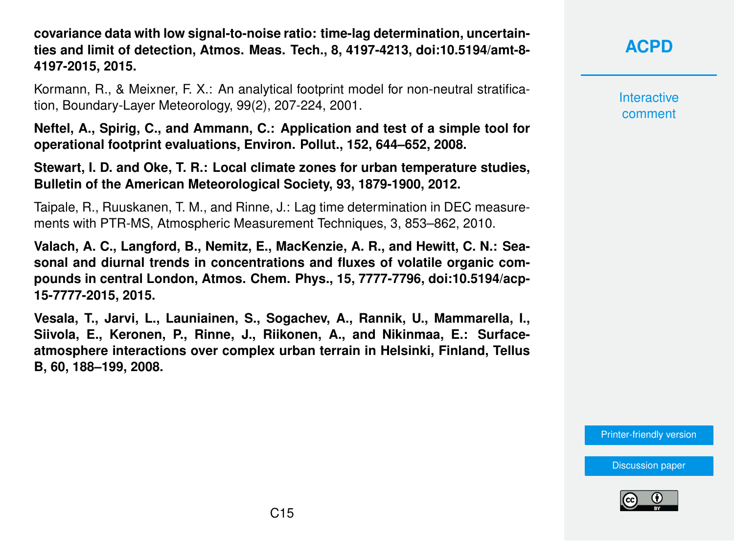**covariance data with low signal-to-noise ratio: time-lag determination, uncertainties and limit of detection, Atmos. Meas. Tech., 8, 4197-4213, doi:10.5194/amt-8-4197-2015, 2015.**

Kormann, R., & Meixner, F. X.: An analytical footprint model for non-neutral stratification, Boundary-Layer Meteorology, 99(2), 207-224, 2001.

**Neftel, A., Spirig, C., and Ammann, C.: Application and test of a simple tool for operational footprint evaluations, Environ. Pollut., 152, 644–652, 2008.**

**Stewart, I. D. and Oke, T. R.: Local climate zones for urban temperature studies, Bulletin of the American Meteorological Society, 93, 1879-1900, 2012.**

Taipale, R., Ruuskanen, T. M., and Rinne, J.: Lag time determination in DEC measurements with PTR-MS, Atmospheric Measurement Techniques, 3, 853–862, 2010.

**Valach, A. C., Langford, B., Nemitz, E., MacKenzie, A. R., and Hewitt, C. N.: Seasonal and diurnal trends in concentrations and fluxes of volatile organic compounds in central London, Atmos. Chem. Phys., 15, 7777-7796, doi:10.5194/acp-15-7777-2015, 2015.**

**Vesala, T., Jarvi, L., Launiainen, S., Sogachev, A., Rannik, U., Mammarella, I., Siivola, E., Keronen, P., Rinne, J., Riikonen, A., and Nikinmaa, E.: Surface-atmosphere interactions over complex urban terrain in Helsinki, Finland, Tellus B, 60, 188–199, 2008.**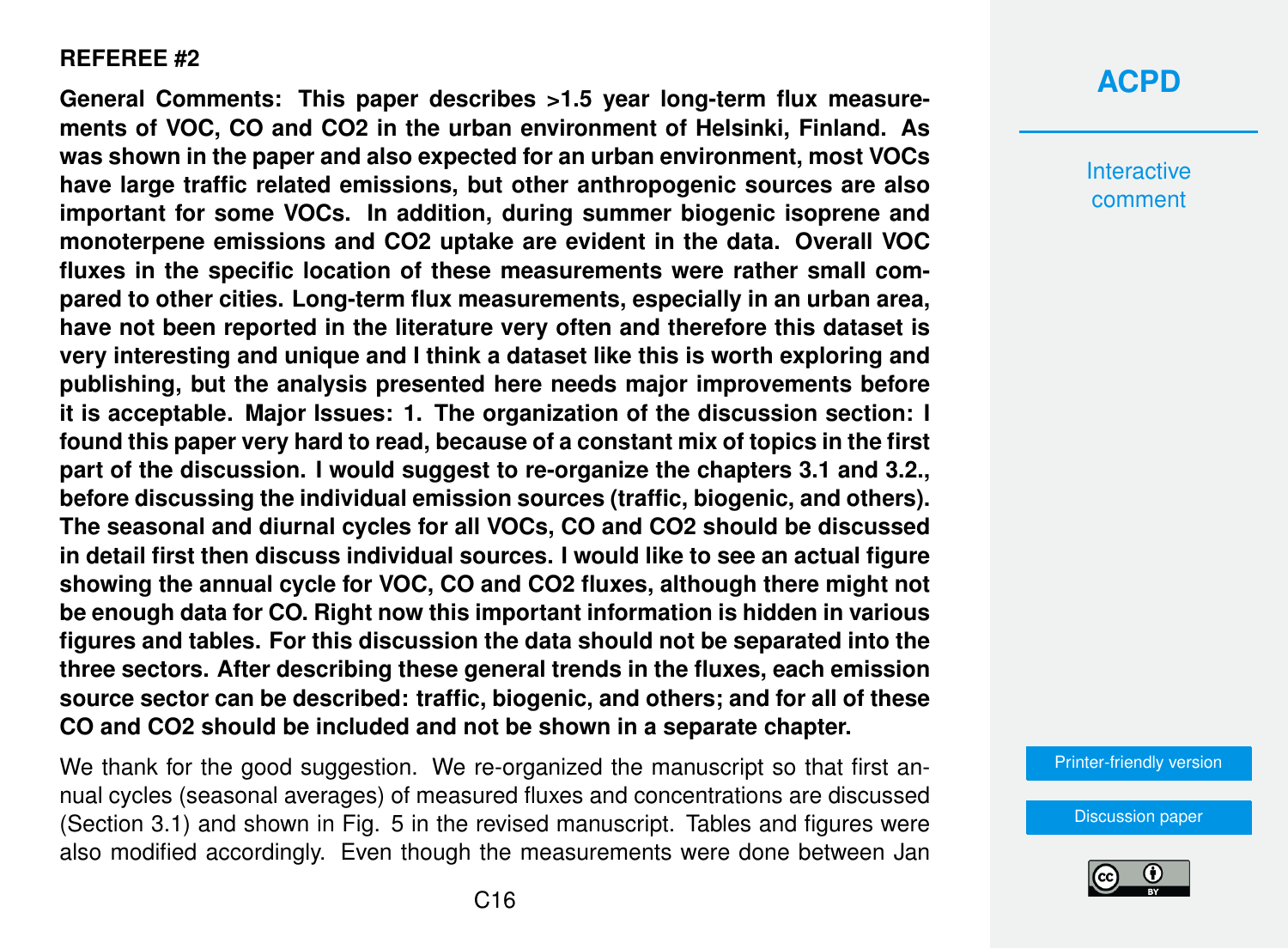**REFEREE #2**

**General Comments: This paper describes >1.5 year long-term flux measurements of VOC, CO and CO2 in the urban environment of Helsinki, Finland. As was shown in the paper and also expected for an urban environment, most VOCs have large traffic related emissions, but other anthropogenic sources are also important for some VOCs. In addition, during summer biogenic isoprene and monoterpene emissions and CO2 uptake are evident in the data. Overall VOC fluxes in the specific location of these measurements were rather small compared to other cities. Long-term flux measurements, especially in an urban area, have not been reported in the literature very often and therefore this dataset is very interesting and unique and I think a dataset like this is worth exploring and publishing, but the analysis presented here needs major improvements before it is acceptable. Major Issues: 1. The organization of the discussion section: I found this paper very hard to read, because of a constant mix of topics in the first part of the discussion. I would suggest to re-organize the chapters 3.1 and 3.2., before discussing the individual emission sources (traffic, biogenic, and others). The seasonal and diurnal cycles for all VOCs, CO and CO2 should be discussed in detail first then discuss individual sources. I would like to see an actual figure showing the annual cycle for VOC, CO and CO2 fluxes, although there might not be enough data for CO. Right now this important information is hidden in various figures and tables. For this discussion the data should not be separated into the three sectors. After describing these general trends in the fluxes, each emission source sector can be described: traffic, biogenic, and others; and for all of these CO and CO2 should be included and not be shown in a separate chapter.**

We thank for the good suggestion. We re-organized the manuscript so that first annual cycles (seasonal averages) of measured fluxes and concentrations are discussed (Section 3.1) and shown in Fig. 5 in the revised manuscript. Tables and figures were also modified accordingly. Even though the measurements were done between Jan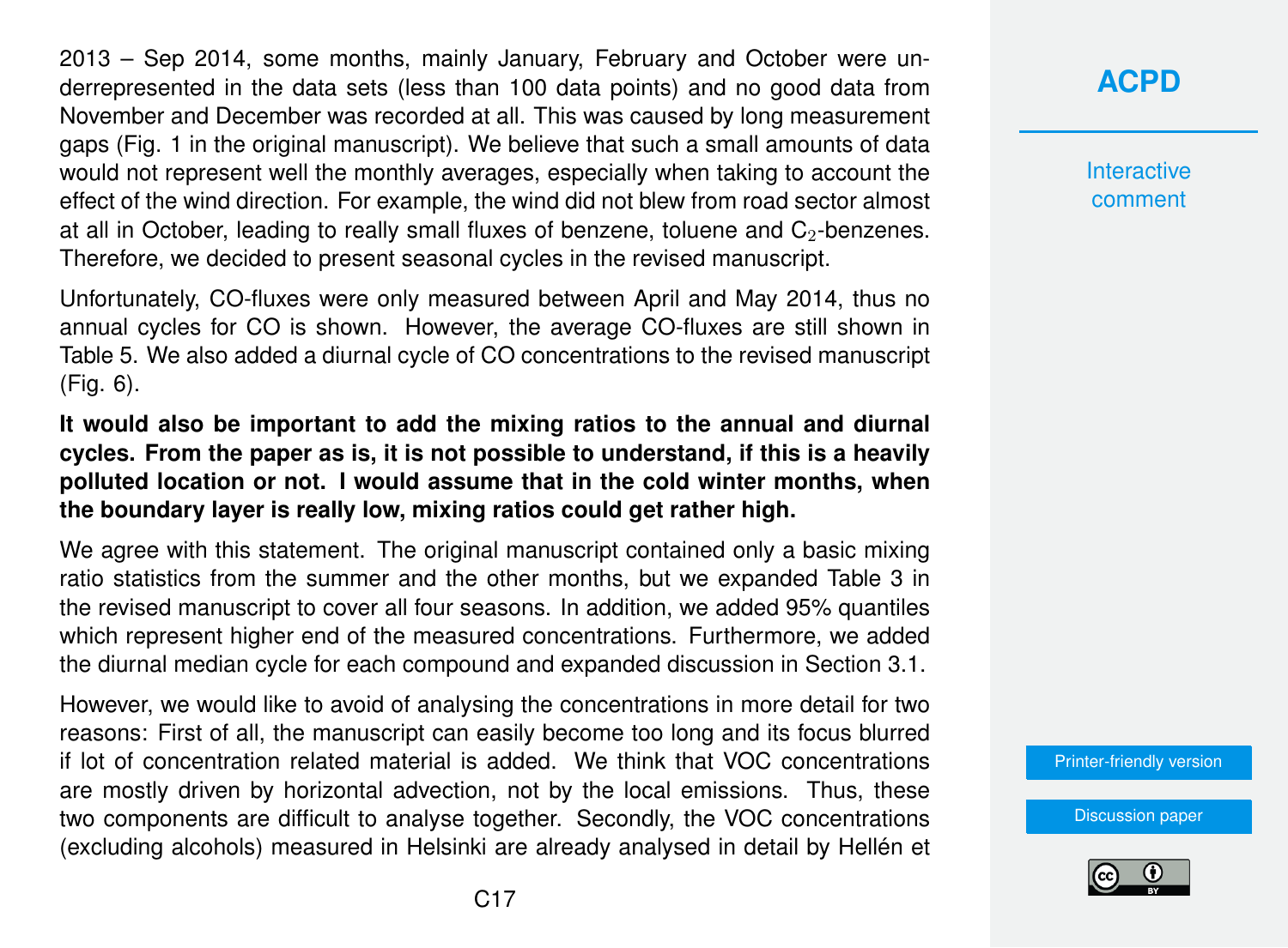2013 – Sep 2014, some months, mainly January, February and October were underrepresented in the data sets (less than 100 data points) and no good data from November and December was recorded at all. This was caused by long measurement gaps (Fig. 1 in the original manuscript). We believe that such a small amounts of data would not represent well the monthly averages, especially when taking to account the effect of the wind direction. For example, the wind did not blew from road sector almost at all in October, leading to really small fluxes of benzene, toluene and $C_2$-benzenes. Therefore, we decided to present seasonal cycles in the revised manuscript.

Unfortunately, CO-fluxes were only measured between April and May 2014, thus no annual cycles for CO is shown. However, the average CO-fluxes are still shown in Table 5. We also added a diurnal cycle of CO concentrations to the revised manuscript (Fig. 6).

**It would also be important to add the mixing ratios to the annual and diurnal cycles. From the paper as is, it is not possible to understand, if this is a heavily polluted location or not. I would assume that in the cold winter months, when the boundary layer is really low, mixing ratios could get rather high.**

We agree with this statement. The original manuscript contained only a basic mixing ratio statistics from the summer and the other months, but we expanded Table 3 in the revised manuscript to cover all four seasons. In addition, we added 95% quantiles which represent higher end of the measured concentrations. Furthermore, we added the diurnal median cycle for each compound and expanded discussion in Section 3.1.

However, we would like to avoid of analysing the concentrations in more detail for two reasons: First of all, the manuscript can easily become too long and its focus blurred if lot of concentration related material is added. We think that VOC concentrations are mostly driven by horizontal advection, not by the local emissions. Thus, these two components are difficult to analyse together. Secondly, the VOC concentrations (excluding alcohols) measured in Helsinki are already analysed in detail by Hellén et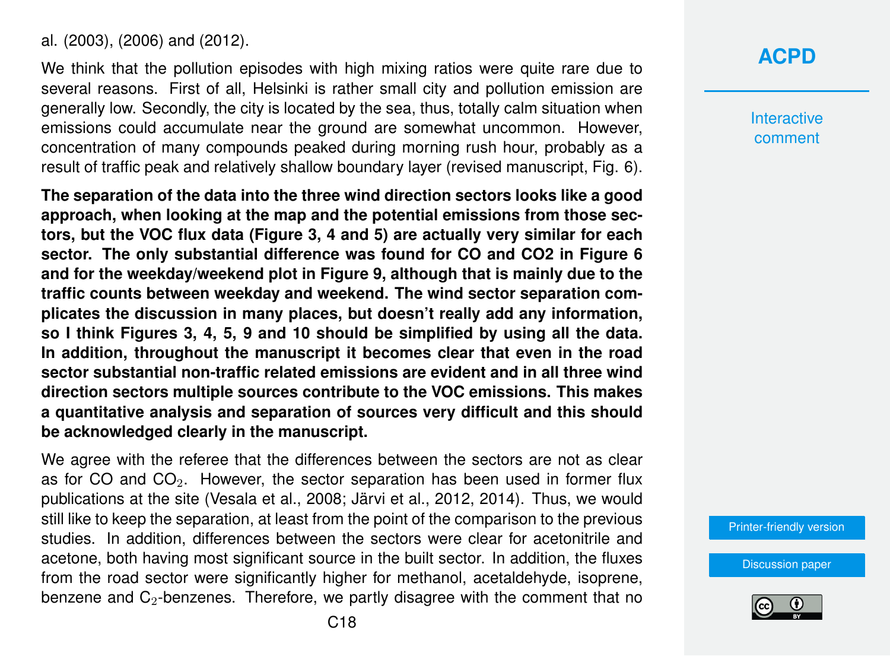al. (2003), (2006) and (2012).

We think that the pollution episodes with high mixing ratios were quite rare due to several reasons. First of all, Helsinki is rather small city and pollution emission are generally low. Secondly, the city is located by the sea, thus, totally calm situation when emissions could accumulate near the ground are somewhat uncommon. However, concentration of many compounds peaked during morning rush hour, probably as a result of traffic peak and relatively shallow boundary layer (revised manuscript, Fig. 6).

**The separation of the data into the three wind direction sectors looks like a good approach, when looking at the map and the potential emissions from those sectors, but the VOC flux data (Figure 3, 4 and 5) are actually very similar for each sector. The only substantial difference was found for CO and CO2 in Figure 6 and for the weekday/weekend plot in Figure 9, although that is mainly due to the traffic counts between weekday and weekend. The wind sector separation complicates the discussion in many places, but doesn't really add any information, so I think Figures 3, 4, 5, 9 and 10 should be simplified by using all the data. In addition, throughout the manuscript it becomes clear that even in the road sector substantial non-traffic related emissions are evident and in all three wind direction sectors multiple sources contribute to the VOC emissions. This makes a quantitative analysis and separation of sources very difficult and this should be acknowledged clearly in the manuscript.**

We agree with the referee that the differences between the sectors are not as clear as for CO and $CO_2$. However, the sector separation has been used in former flux publications at the site (Vesala et al., 2008; Järvi et al., 2012, 2014). Thus, we would still like to keep the separation, at least from the point of the comparison to the previous studies. In addition, differences between the sectors were clear for acetonitrile and acetone, both having most significant source in the built sector. In addition, the fluxes from the road sector were significantly higher for methanol, acetaldehyde, isoprene, benzene and $C_2$-benzenes. Therefore, we partly disagree with the comment that no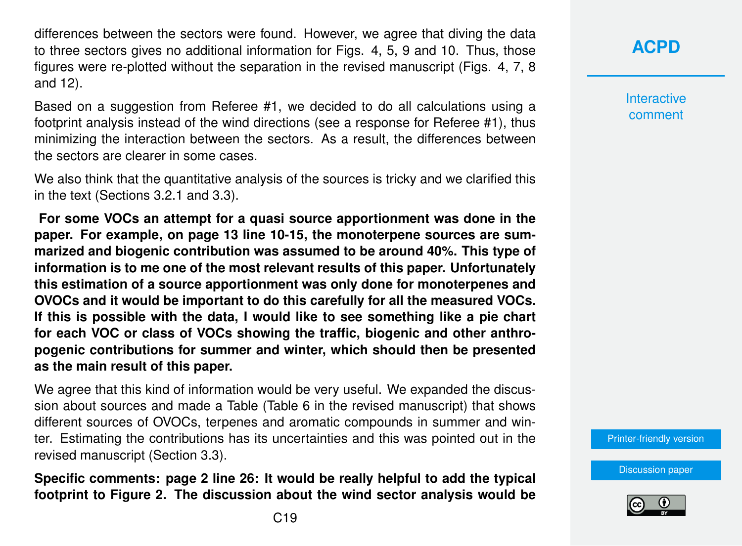differences between the sectors were found. However, we agree that diving the data to three sectors gives no additional information for Figs. 4, 5, 9 and 10. Thus, those figures were re-plotted without the separation in the revised manuscript (Figs. 4, 7, 8 and 12).

Based on a suggestion from Referee #1, we decided to do all calculations using a footprint analysis instead of the wind directions (see a response for Referee #1), thus minimizing the interaction between the sectors. As a result, the differences between the sectors are clearer in some cases.

We also think that the quantitative analysis of the sources is tricky and we clarified this in the text (Sections 3.2.1 and 3.3).

**For some VOCs an attempt for a quasi source apportionment was done in the paper. For example, on page 13 line 10-15, the monoterpene sources are summarized and biogenic contribution was assumed to be around 40%. This type of information is to me one of the most relevant results of this paper. Unfortunately this estimation of a source apportionment was only done for monoterpenes and OVOCs and it would be important to do this carefully for all the measured VOCs. If this is possible with the data, I would like to see something like a pie chart for each VOC or class of VOCs showing the traffic, biogenic and other anthropogenic contributions for summer and winter, which should then be presented as the main result of this paper.**

We agree that this kind of information would be very useful. We expanded the discussion about sources and made a Table (Table 6 in the revised manuscript) that shows different sources of OVOCs, terpenes and aromatic compounds in summer and winter. Estimating the contributions has its uncertainties and this was pointed out in the revised manuscript (Section 3.3).

**Specific comments: page 2 line 26: It would be really helpful to add the typical footprint to Figure 2. The discussion about the wind sector analysis would be**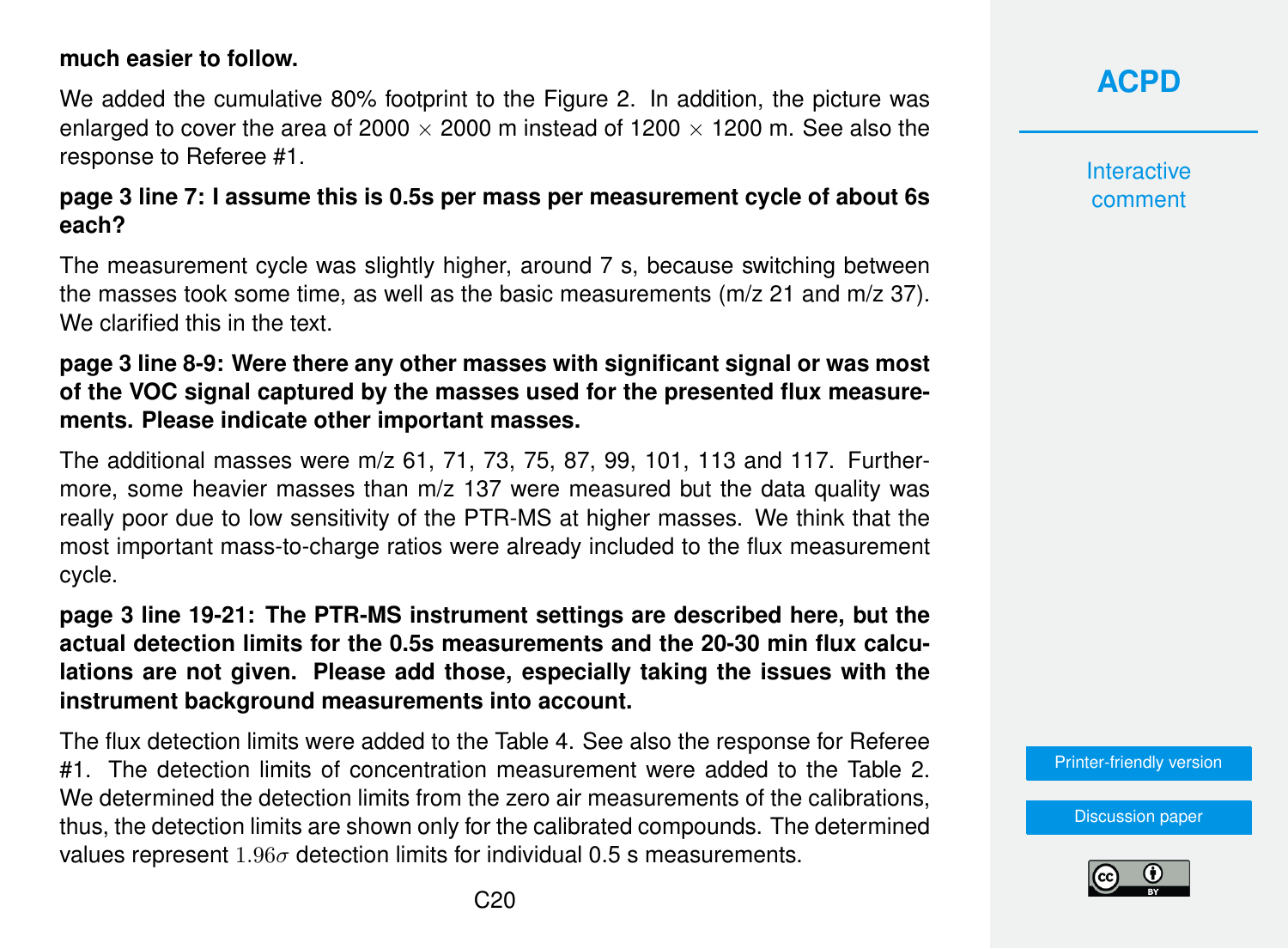**much easier to follow.**

We added the cumulative 80% footprint to the Figure 2. In addition, the picture was enlarged to cover the area of 2000 $\times$ 2000 m instead of 1200 $\times$ 1200 m. See also the response to Referee #1.

**page 3 line 7: I assume this is 0.5s per mass per measurement cycle of about 6s each?**

The measurement cycle was slightly higher, around 7 s, because switching between the masses took some time, as well as the basic measurements (m/z 21 and m/z 37). We clarified this in the text.

**page 3 line 8-9: Were there any other masses with significant signal or was most of the VOC signal captured by the masses used for the presented flux measurements. Please indicate other important masses.**

The additional masses were m/z 61, 71, 73, 75, 87, 99, 101, 113 and 117. Furthermore, some heavier masses than m/z 137 were measured but the data quality was really poor due to low sensitivity of the PTR-MS at higher masses. We think that the most important mass-to-charge ratios were already included to the flux measurement cycle.

**page 3 line 19-21: The PTR-MS instrument settings are described here, but the actual detection limits for the 0.5s measurements and the 20-30 min flux calculations are not given. Please add those, especially taking the issues with the instrument background measurements into account.**

The flux detection limits were added to the Table 4. See also the response for Referee #1. The detection limits of concentration measurement were added to the Table 2. We determined the detection limits from the zero air measurements of the calibrations, thus, the detection limits are shown only for the calibrated compounds. The determined values represent $1.96\sigma$ detection limits for individual 0.5 s measurements.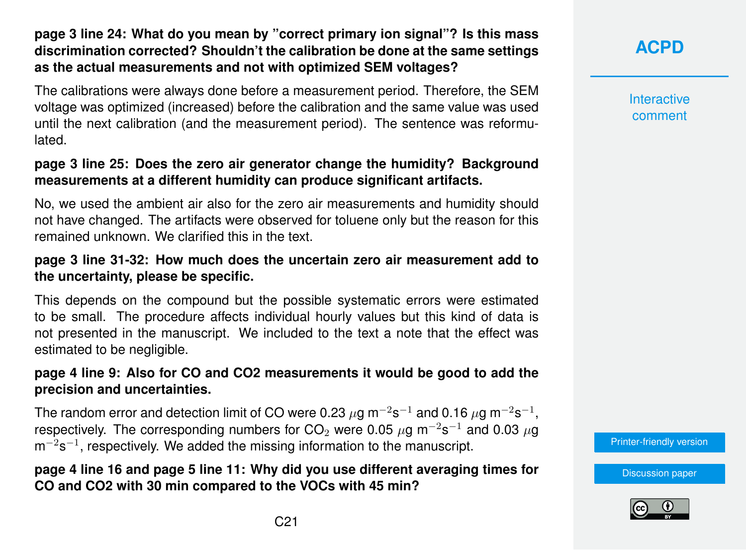**page 3 line 24: What do you mean by "correct primary ion signal"? Is this mass discrimination corrected? Shouldn't the calibration be done at the same settings as the actual measurements and not with optimized SEM voltages?**

The calibrations were always done before a measurement period. Therefore, the SEM voltage was optimized (increased) before the calibration and the same value was used until the next calibration (and the measurement period). The sentence was reformulated.

**page 3 line 25: Does the zero air generator change the humidity? Background measurements at a different humidity can produce significant artifacts.**

No, we used the ambient air also for the zero air measurements and humidity should not have changed. The artifacts were observed for toluene only but the reason for this remained unknown. We clarified this in the text.

**page 3 line 31-32: How much does the uncertain zero air measurement add to the uncertainty, please be specific.**

This depends on the compound but the possible systematic errors were estimated to be small. The procedure affects individual hourly values but this kind of data is not presented in the manuscript. We included to the text a note that the effect was estimated to be negligible.

**page 4 line 9: Also for CO and CO2 measurements it would be good to add the precision and uncertainties.**

The random error and detection limit of CO were 0.23 $\mu$g m$^{-2}$s$^{-1}$ and 0.16 $\mu$g m$^{-2}$s$^{-1}$, respectively. The corresponding numbers for $CO_2$ were 0.05 $\mu$g m$^{-2}$s$^{-1}$ and 0.03 $\mu$g m$^{-2}$s$^{-1}$, respectively. We added the missing information to the manuscript.

**page 4 line 16 and page 5 line 11: Why did you use different averaging times for CO and CO2 with 30 min compared to the VOCs with 45 min?**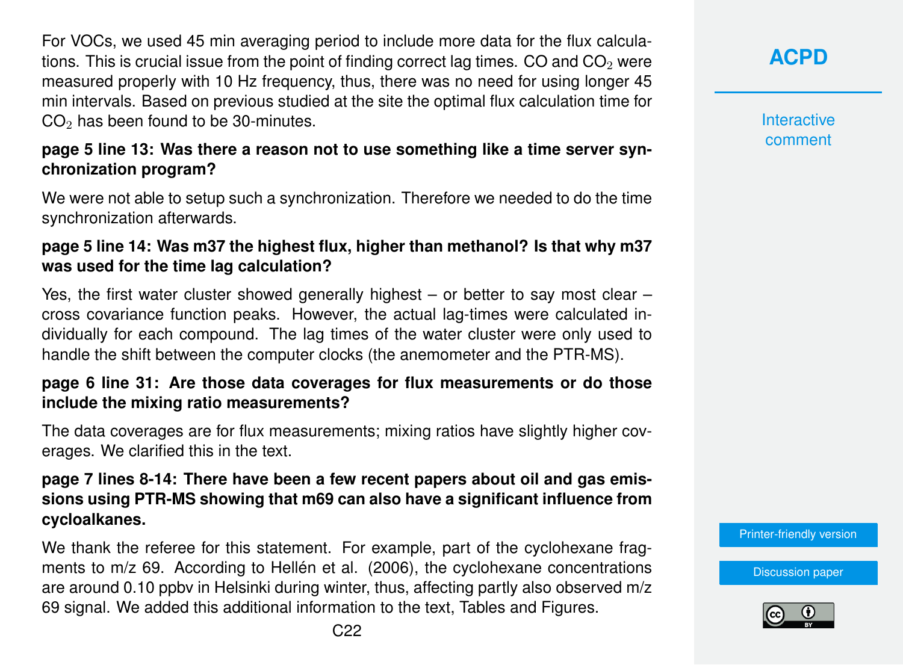For VOCs, we used 45 min averaging period to include more data for the flux calculations. This is crucial issue from the point of finding correct lag times. CO and $CO_2$ were measured properly with 10 Hz frequency, thus, there was no need for using longer 45 min intervals. Based on previous studied at the site the optimal flux calculation time for $CO_2$ has been found to be 30-minutes.

**page 5 line 13: Was there a reason not to use something like a time server synchronization program?**

We were not able to setup such a synchronization. Therefore we needed to do the time synchronization afterwards.

**page 5 line 14: Was m37 the highest flux, higher than methanol? Is that why m37 was used for the time lag calculation?**

Yes, the first water cluster showed generally highest – or better to say most clear – cross covariance function peaks. However, the actual lag-times were calculated individually for each compound. The lag times of the water cluster were only used to handle the shift between the computer clocks (the anemometer and the PTR-MS).

**page 6 line 31: Are those data coverages for flux measurements or do those include the mixing ratio measurements?**

The data coverages are for flux measurements; mixing ratios have slightly higher coverages. We clarified this in the text.

**page 7 lines 8-14: There have been a few recent papers about oil and gas emissions using PTR-MS showing that m69 can also have a significant influence from cycloalkanes.**

We thank the referee for this statement. For example, part of the cyclohexane fragments to m/z 69. According to Hellén et al. (2006), the cyclohexane concentrations are around 0.10 ppbv in Helsinki during winter, thus, affecting partly also observed m/z 69 signal. We added this additional information to the text, Tables and Figures.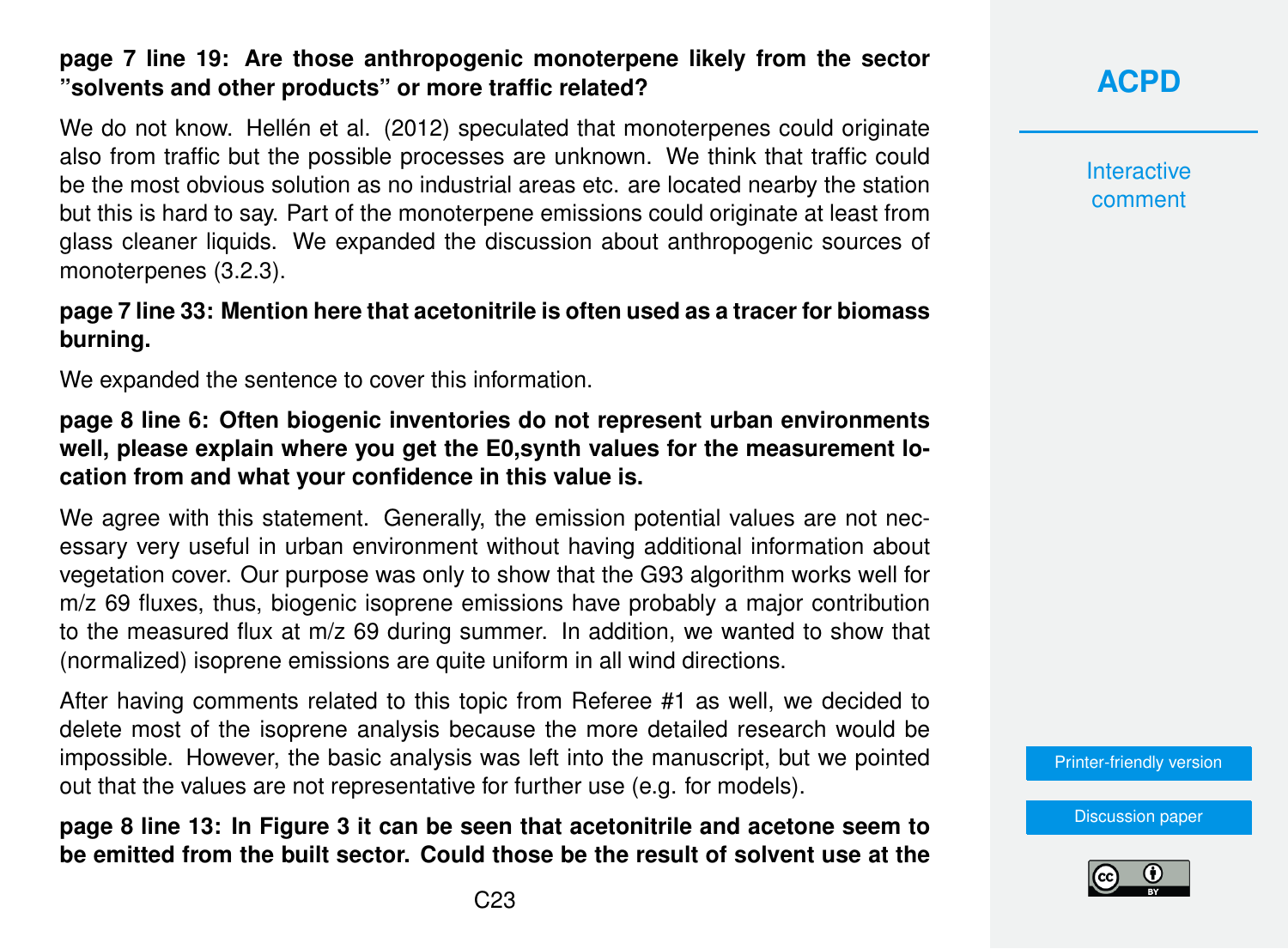**page 7 line 19: Are those anthropogenic monoterpene likely from the sector "solvents and other products" or more traffic related?**

We do not know. Hellén et al. (2012) speculated that monoterpenes could originate also from traffic but the possible processes are unknown. We think that traffic could be the most obvious solution as no industrial areas etc. are located nearby the station but this is hard to say. Part of the monoterpene emissions could originate at least from glass cleaner liquids. We expanded the discussion about anthropogenic sources of monoterpenes (3.2.3).

**page 7 line 33: Mention here that acetonitrile is often used as a tracer for biomass burning.**

We expanded the sentence to cover this information.

**page 8 line 6: Often biogenic inventories do not represent urban environments well, please explain where you get the E0,synth values for the measurement location from and what your confidence in this value is.**

We agree with this statement. Generally, the emission potential values are not necessary very useful in urban environment without having additional information about vegetation cover. Our purpose was only to show that the G93 algorithm works well for m/z 69 fluxes, thus, biogenic isoprene emissions have probably a major contribution to the measured flux at m/z 69 during summer. In addition, we wanted to show that (normalized) isoprene emissions are quite uniform in all wind directions.

After having comments related to this topic from Referee #1 as well, we decided to delete most of the isoprene analysis because the more detailed research would be impossible. However, the basic analysis was left into the manuscript, but we pointed out that the values are not representative for further use (e.g. for models).

**page 8 line 13: In Figure 3 it can be seen that acetonitrile and acetone seem to be emitted from the built sector. Could those be the result of solvent use at the**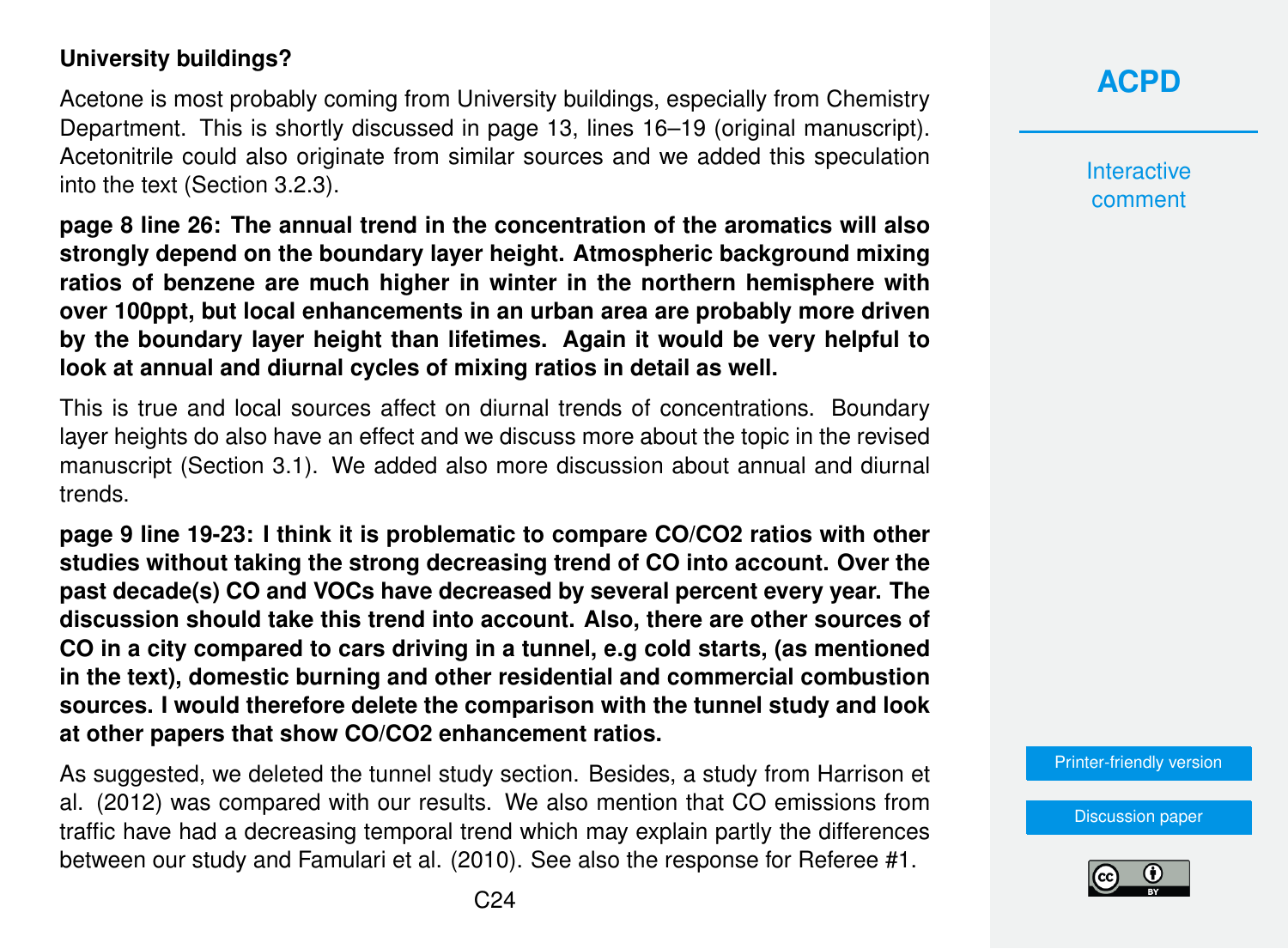**University buildings?**

Acetone is most probably coming from University buildings, especially from Chemistry Department. This is shortly discussed in page 13, lines 16–19 (original manuscript). Acetonitrile could also originate from similar sources and we added this speculation into the text (Section 3.2.3).

**page 8 line 26: The annual trend in the concentration of the aromatics will also strongly depend on the boundary layer height. Atmospheric background mixing ratios of benzene are much higher in winter in the northern hemisphere with over 100ppt, but local enhancements in an urban area are probably more driven by the boundary layer height than lifetimes. Again it would be very helpful to look at annual and diurnal cycles of mixing ratios in detail as well.**

This is true and local sources affect on diurnal trends of concentrations. Boundary layer heights do also have an effect and we discuss more about the topic in the revised manuscript (Section 3.1). We added also more discussion about annual and diurnal trends.

**page 9 line 19-23: I think it is problematic to compare CO/CO2 ratios with other studies without taking the strong decreasing trend of CO into account. Over the past decade(s) CO and VOCs have decreased by several percent every year. The discussion should take this trend into account. Also, there are other sources of CO in a city compared to cars driving in a tunnel, e.g cold starts, (as mentioned in the text), domestic burning and other residential and commercial combustion sources. I would therefore delete the comparison with the tunnel study and look at other papers that show CO/CO2 enhancement ratios.**

As suggested, we deleted the tunnel study section. Besides, a study from Harrison et al. (2012) was compared with our results. We also mention that CO emissions from traffic have had a decreasing temporal trend which may explain partly the differences between our study and Famulari et al. (2010). See also the response for Referee #1.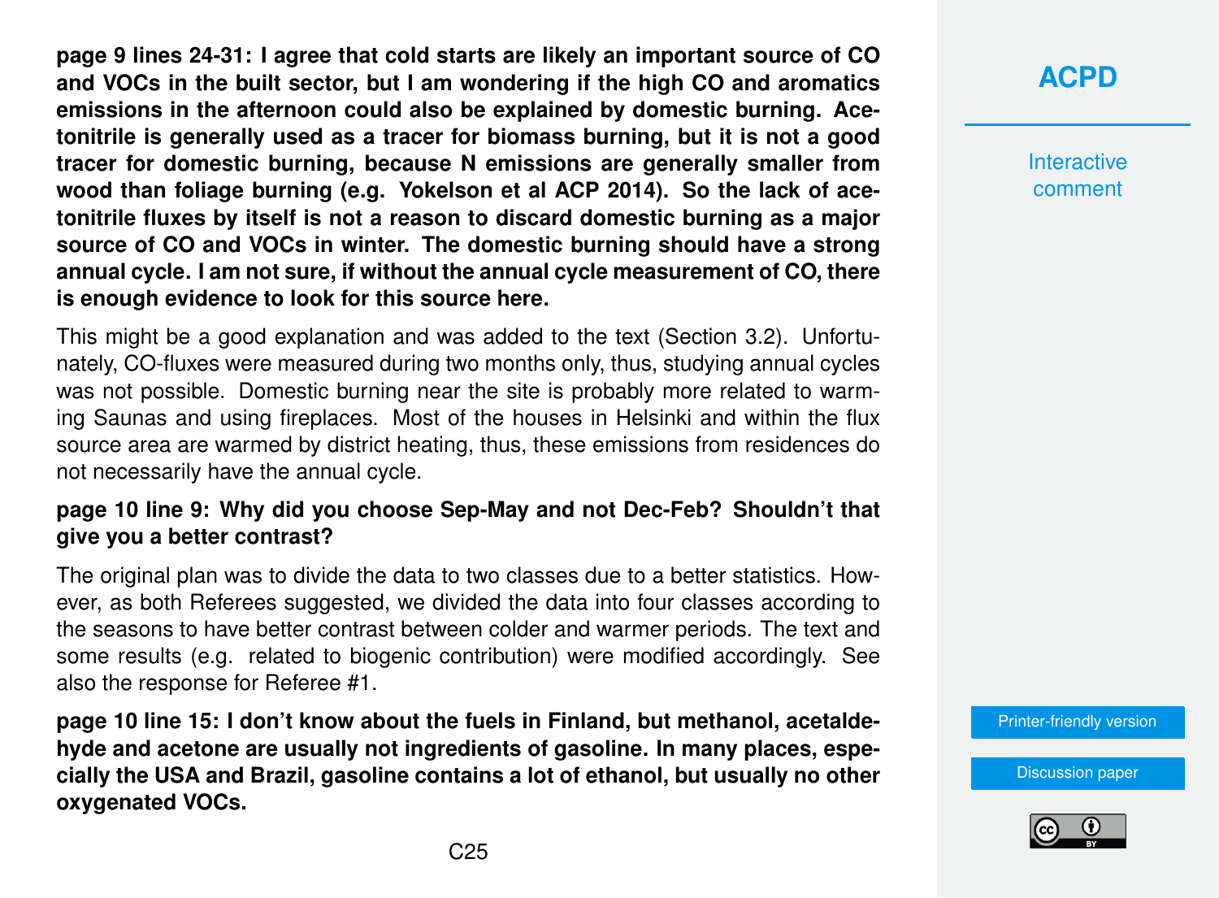**page 9 lines 24-31: I agree that cold starts are likely an important source of CO and VOCs in the built sector, but I am wondering if the high CO and aromatics emissions in the afternoon could also be explained by domestic burning. Acetonitrile is generally used as a tracer for biomass burning, but it is not a good tracer for domestic burning, because N emissions are generally smaller from wood than foliage burning (e.g. Yokelson et al ACP 2014). So the lack of acetonitrile fluxes by itself is not a reason to discard domestic burning as a major source of CO and VOCs in winter. The domestic burning should have a strong annual cycle. I am not sure, if without the annual cycle measurement of CO, there is enough evidence to look for this source here.**

This might be a good explanation and was added to the text (Section 3.2). Unfortunately, CO-fluxes were measured during two months only, thus, studying annual cycles was not possible. Domestic burning near the site is probably more related to warming Saunas and using fireplaces. Most of the houses in Helsinki and within the flux source area are warmed by district heating, thus, these emissions from residences do not necessarily have the annual cycle.

**page 10 line 9: Why did you choose Sep-May and not Dec-Feb? Shouldn't that give you a better contrast?**

The original plan was to divide the data to two classes due to a better statistics. However, as both Referees suggested, we divided the data into four classes according to the seasons to have better contrast between colder and warmer periods. The text and some results (e.g. related to biogenic contribution) were modified accordingly. See also the response for Referee #1.

**page 10 line 15: I don't know about the fuels in Finland, but methanol, acetaldehyde and acetone are usually not ingredients of gasoline. In many places, especially the USA and Brazil, gasoline contains a lot of ethanol, but usually no other oxygenated VOCs.**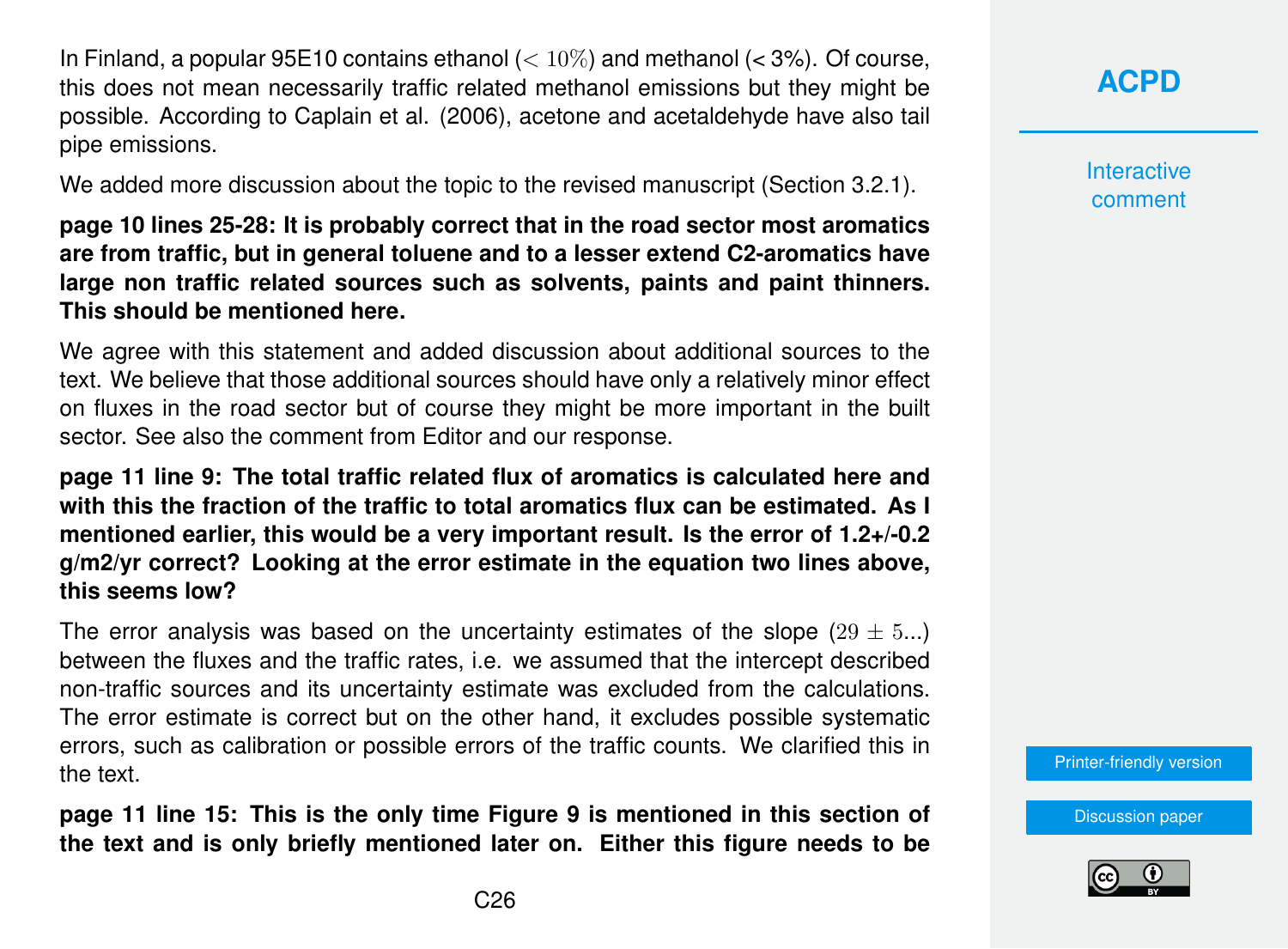In Finland, a popular 95E10 contains ethanol ($< 10\%$) and methanol (< 3%). Of course, this does not mean necessarily traffic related methanol emissions but they might be possible. According to Caplain et al. (2006), acetone and acetaldehyde have also tail pipe emissions.

We added more discussion about the topic to the revised manuscript (Section 3.2.1).

**page 10 lines 25-28: It is probably correct that in the road sector most aromatics are from traffic, but in general toluene and to a lesser extend C2-aromatics have large non traffic related sources such as solvents, paints and paint thinners. This should be mentioned here.**

We agree with this statement and added discussion about additional sources to the text. We believe that those additional sources should have only a relatively minor effect on fluxes in the road sector but of course they might be more important in the built sector. See also the comment from Editor and our response.

**page 11 line 9: The total traffic related flux of aromatics is calculated here and with this the fraction of the traffic to total aromatics flux can be estimated. As I mentioned earlier, this would be a very important result. Is the error of 1.2+/-0.2 g/m2/yr correct? Looking at the error estimate in the equation two lines above, this seems low?**

The error analysis was based on the uncertainty estimates of the slope ($29 \pm 5$...) between the fluxes and the traffic rates, i.e. we assumed that the intercept described non-traffic sources and its uncertainty estimate was excluded from the calculations. The error estimate is correct but on the other hand, it excludes possible systematic errors, such as calibration or possible errors of the traffic counts. We clarified this in the text.

**page 11 line 15: This is the only time Figure 9 is mentioned in this section of the text and is only briefly mentioned later on. Either this figure needs to be**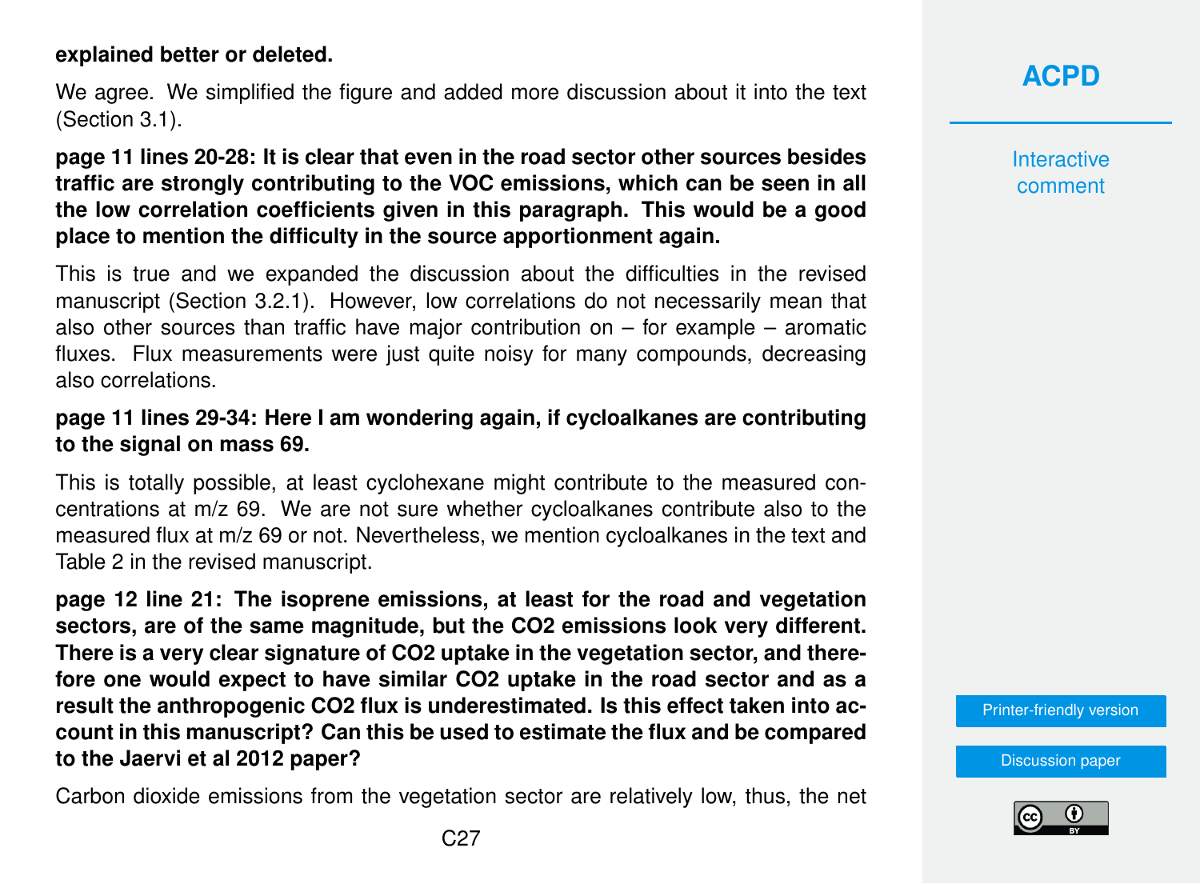**explained better or deleted.**

We agree. We simplified the figure and added more discussion about it into the text (Section 3.1).

**page 11 lines 20-28: It is clear that even in the road sector other sources besides traffic are strongly contributing to the VOC emissions, which can be seen in all the low correlation coefficients given in this paragraph. This would be a good place to mention the difficulty in the source apportionment again.**

This is true and we expanded the discussion about the difficulties in the revised manuscript (Section 3.2.1). However, low correlations do not necessarily mean that also other sources than traffic have major contribution on – for example – aromatic fluxes. Flux measurements were just quite noisy for many compounds, decreasing also correlations.

**page 11 lines 29-34: Here I am wondering again, if cycloalkanes are contributing to the signal on mass 69.**

This is totally possible, at least cyclohexane might contribute to the measured concentrations at m/z 69. We are not sure whether cycloalkanes contribute also to the measured flux at m/z 69 or not. Nevertheless, we mention cycloalkanes in the text and Table 2 in the revised manuscript.

**page 12 line 21: The isoprene emissions, at least for the road and vegetation sectors, are of the same magnitude, but the $CO_2$ emissions look very different. There is a very clear signature of $CO_2$ uptake in the vegetation sector, and therefore one would expect to have similar $CO_2$ uptake in the road sector and as a result the anthropogenic $CO_2$ flux is underestimated. Is this effect taken into account in this manuscript? Can this be used to estimate the flux and be compared to the Jaervi et al 2012 paper?**

Carbon dioxide emissions from the vegetation sector are relatively low, thus, the net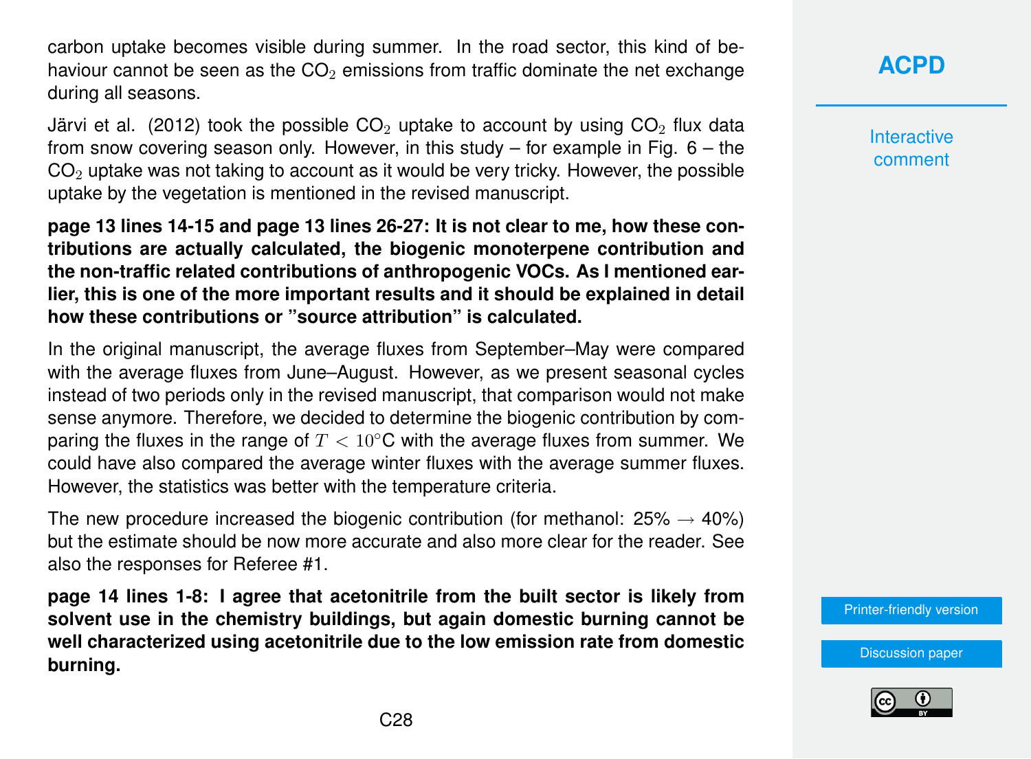carbon uptake becomes visible during summer. In the road sector, this kind of behaviour cannot be seen as the $CO_2$ emissions from traffic dominate the net exchange during all seasons.

Järvi et al. (2012) took the possible $CO_2$ uptake to account by using $CO_2$ flux data from snow covering season only. However, in this study – for example in Fig. 6 – the $CO_2$ uptake was not taking to account as it would be very tricky. However, the possible uptake by the vegetation is mentioned in the revised manuscript.

**page 13 lines 14-15 and page 13 lines 26-27: It is not clear to me, how these contributions are actually calculated, the biogenic monoterpene contribution and the non-traffic related contributions of anthropogenic VOCs. As I mentioned earlier, this is one of the more important results and it should be explained in detail how these contributions or "source attribution" is calculated.**

In the original manuscript, the average fluxes from September–May were compared with the average fluxes from June–August. However, as we present seasonal cycles instead of two periods only in the revised manuscript, that comparison would not make sense anymore. Therefore, we decided to determine the biogenic contribution by comparing the fluxes in the range of $T < 10°$C with the average fluxes from summer. We could have also compared the average winter fluxes with the average summer fluxes. However, the statistics was better with the temperature criteria.

The new procedure increased the biogenic contribution (for methanol: 25% → 40%) but the estimate should be now more accurate and also more clear for the reader. See also the responses for Referee #1.

**page 14 lines 1-8: I agree that acetonitrile from the built sector is likely from solvent use in the chemistry buildings, but again domestic burning cannot be well characterized using acetonitrile due to the low emission rate from domestic burning.**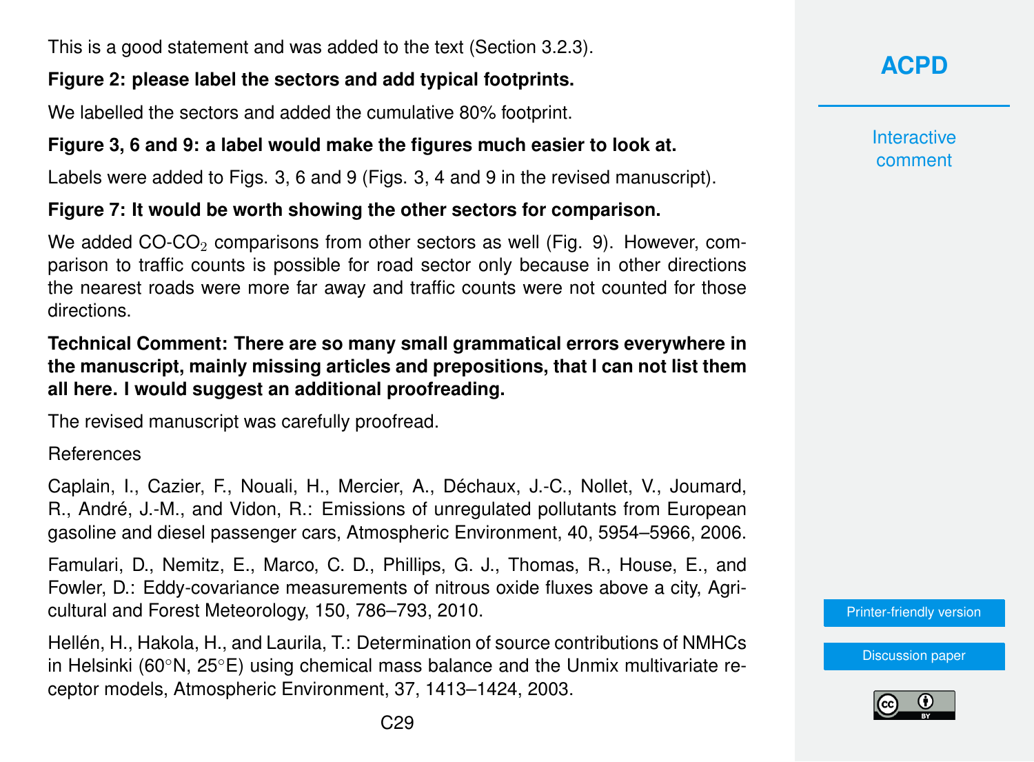This is a good statement and was added to the text (Section 3.2.3).

**Figure 2: please label the sectors and add typical footprints.**

We labelled the sectors and added the cumulative 80% footprint.

**Figure 3, 6 and 9: a label would make the figures much easier to look at.**

Labels were added to Figs. 3, 6 and 9 (Figs. 3, 4 and 9 in the revised manuscript).

**Figure 7: It would be worth showing the other sectors for comparison.**

We added CO-$CO_2$ comparisons from other sectors as well (Fig. 9). However, comparison to traffic counts is possible for road sector only because in other directions the nearest roads were more far away and traffic counts were not counted for those directions.

**Technical Comment: There are so many small grammatical errors everywhere in the manuscript, mainly missing articles and prepositions, that I can not list them all here. I would suggest an additional proofreading.**

The revised manuscript was carefully proofread.

References

Caplain, I., Cazier, F., Nouali, H., Mercier, A., Déchaux, J.-C., Nollet, V., Joumard, R., André, J.-M., and Vidon, R.: Emissions of unregulated pollutants from European gasoline and diesel passenger cars, Atmospheric Environment, 40, 5954–5966, 2006.

Famulari, D., Nemitz, E., Marco, C. D., Phillips, G. J., Thomas, R., House, E., and Fowler, D.: Eddy-covariance measurements of nitrous oxide fluxes above a city, Agricultural and Forest Meteorology, 150, 786–793, 2010.

Hellén, H., Hakola, H., and Laurila, T.: Determination of source contributions of NMHCs in Helsinki (60°N, 25°E) using chemical mass balance and the Unmix multivariate receptor models, Atmospheric Environment, 37, 1413–1424, 2003.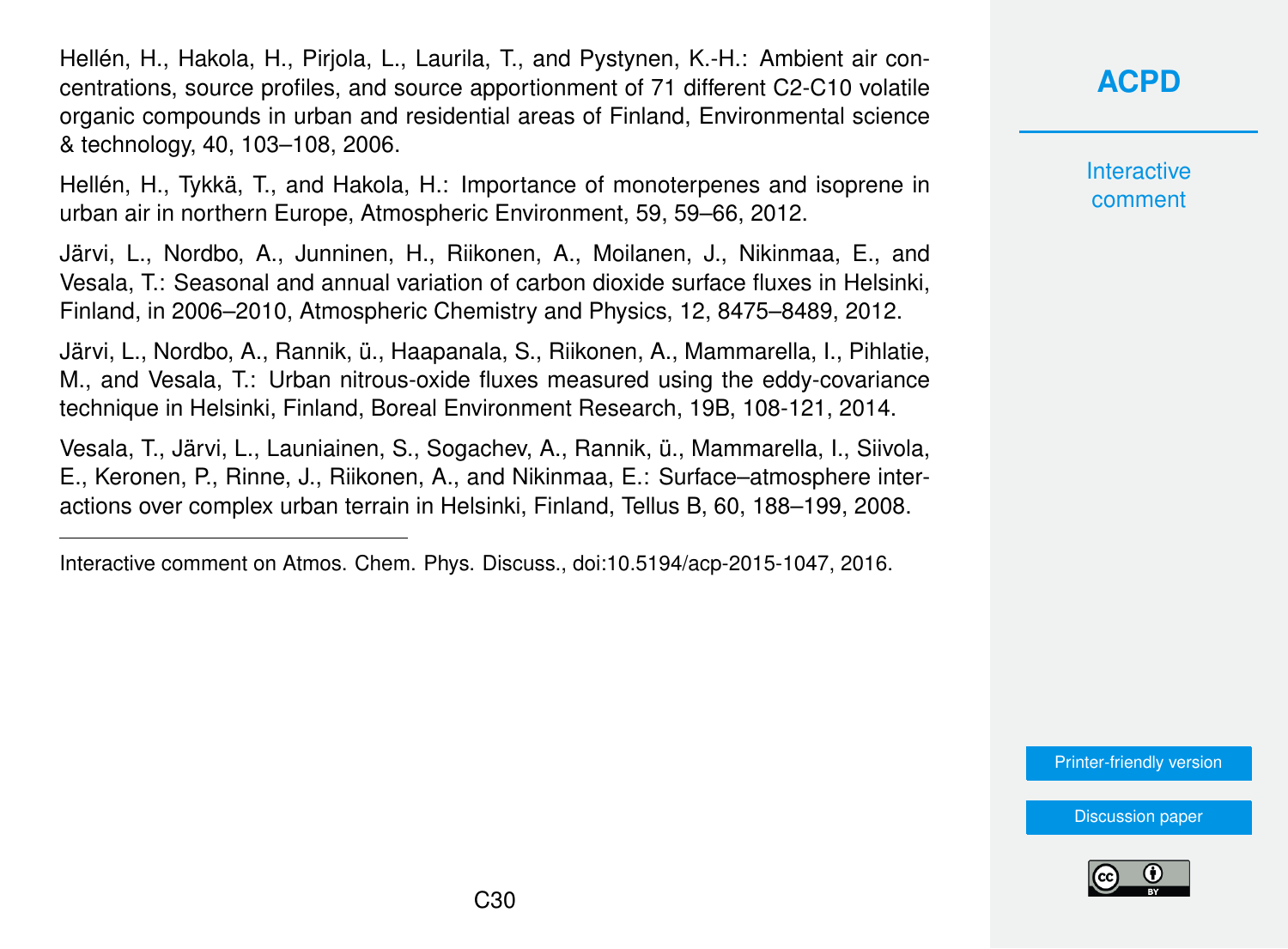Hellén, H., Hakola, H., Pirjola, L., Laurila, T., and Pystynen, K.-H.: Ambient air concentrations, source profiles, and source apportionment of 71 different C2-C10 volatile organic compounds in urban and residential areas of Finland, Environmental science & technology, 40, 103–108, 2006.

Hellén, H., Tykkä, T., and Hakola, H.: Importance of monoterpenes and isoprene in urban air in northern Europe, Atmospheric Environment, 59, 59–66, 2012.

Järvi, L., Nordbo, A., Junninen, H., Riikonen, A., Moilanen, J., Nikinmaa, E., and Vesala, T.: Seasonal and annual variation of carbon dioxide surface fluxes in Helsinki, Finland, in 2006–2010, Atmospheric Chemistry and Physics, 12, 8475–8489, 2012.

Järvi, L., Nordbo, A., Rannik, ü., Haapanala, S., Riikonen, A., Mammarella, I., Pihlatie, M., and Vesala, T.: Urban nitrous-oxide fluxes measured using the eddy-covariance technique in Helsinki, Finland, Boreal Environment Research, 19B, 108-121, 2014.

Vesala, T., Järvi, L., Launiainen, S., Sogachev, A., Rannik, ü., Mammarella, I., Siivola, E., Keronen, P., Rinne, J., Riikonen, A., and Nikinmaa, E.: Surface–atmosphere interactions over complex urban terrain in Helsinki, Finland, Tellus B, 60, 188–199, 2008.

---

Interactive comment on Atmos. Chem. Phys. Discuss., doi:10.5194/acp-2015-1047, 2016.